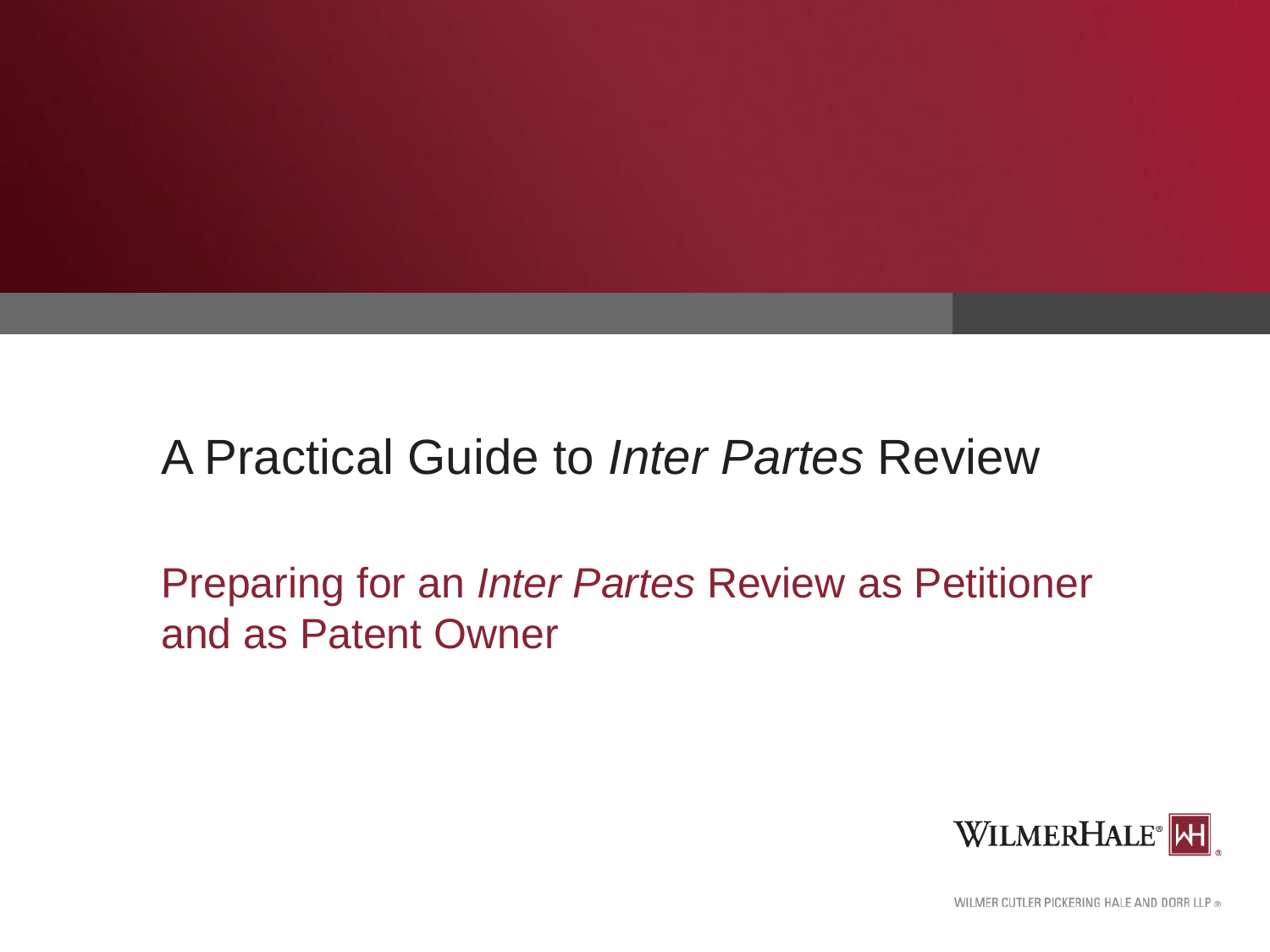# A Practical Guide to *Inter Partes* Review

## Preparing for an *Inter Partes* Review as Petitioner and as Patent Owner

WILMERHALE®

WILMER CUTLER PICKERING HALE AND DORR LLP ®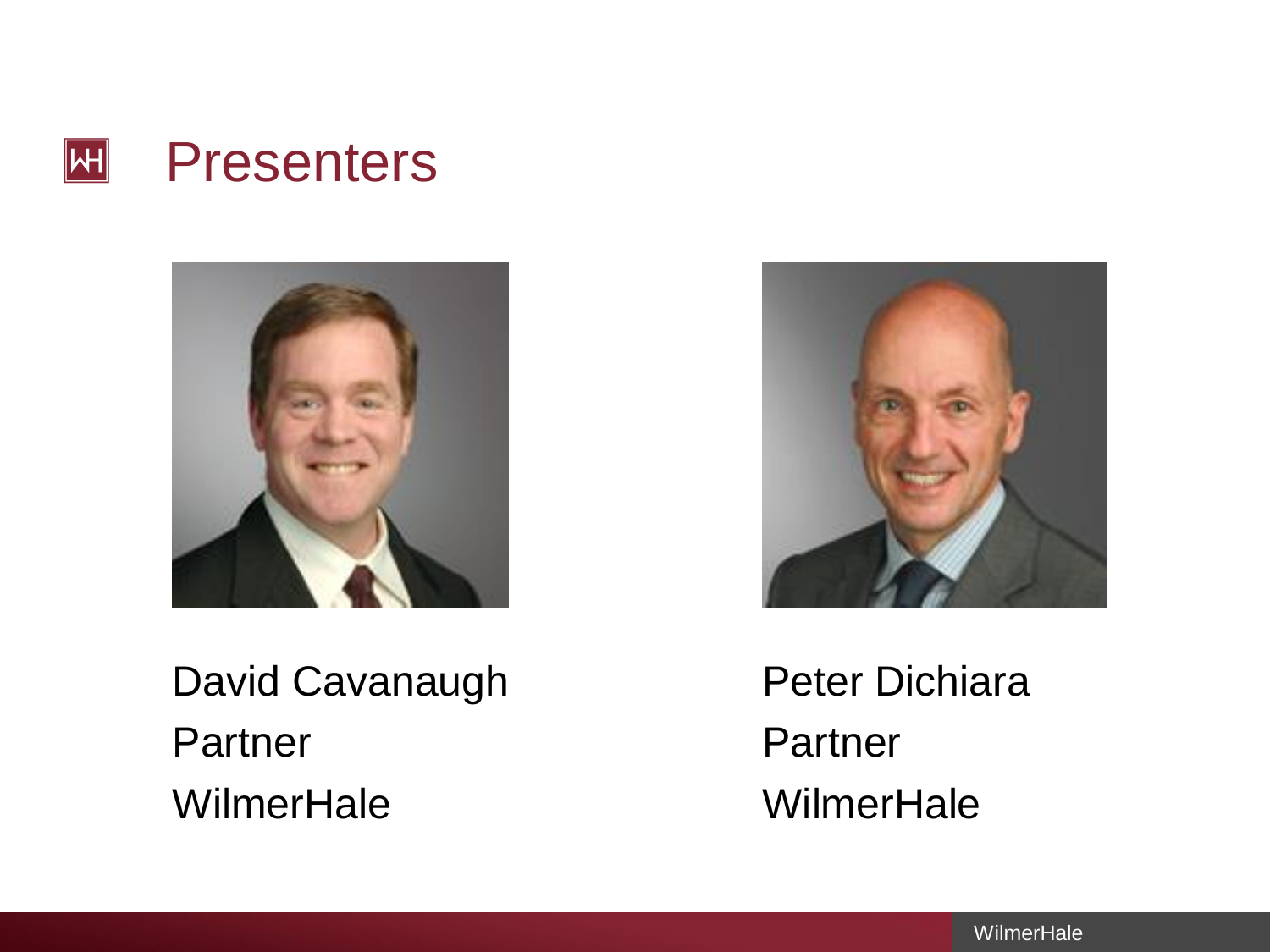# Presenters

David Cavanaugh
Partner
WilmerHale

Peter Dichiara
Partner
WilmerHale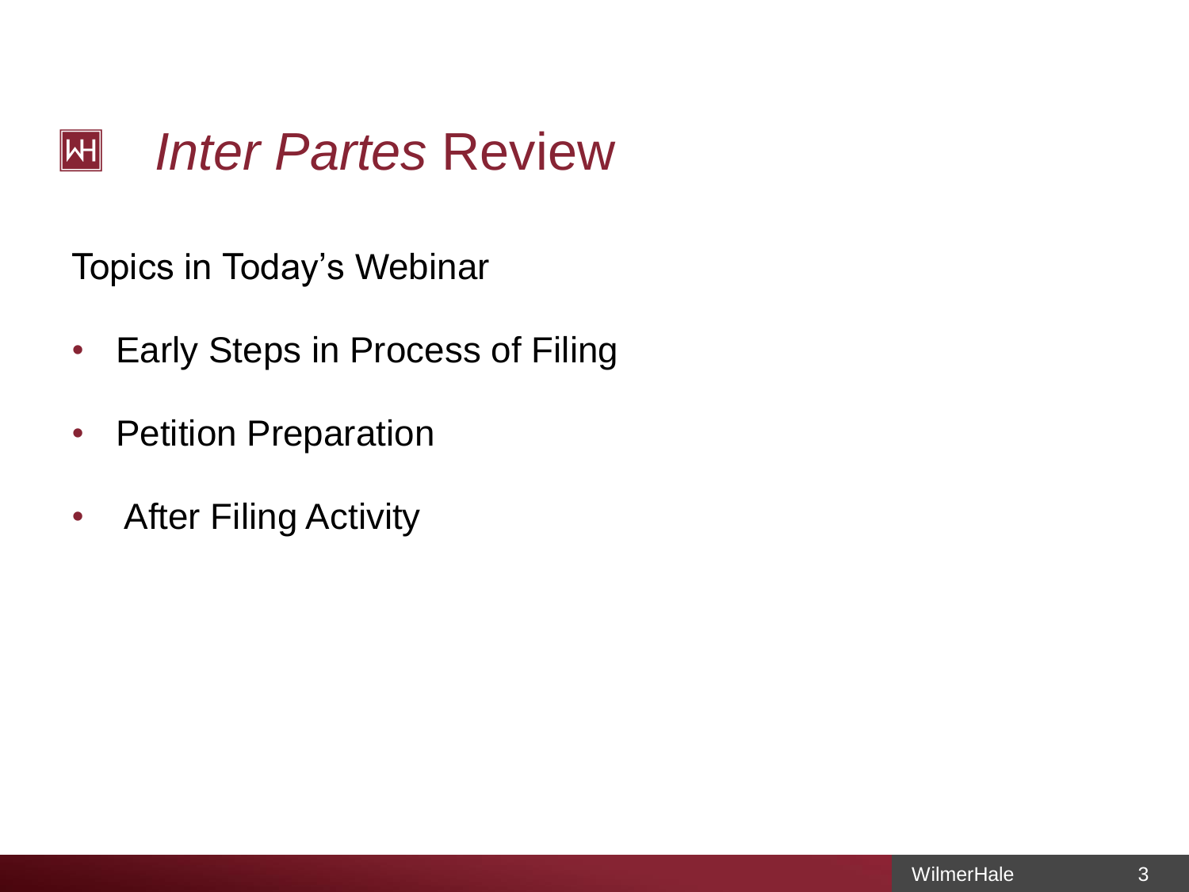# *Inter Partes* Review

Topics in Today's Webinar

- Early Steps in Process of Filing
- Petition Preparation
- After Filing Activity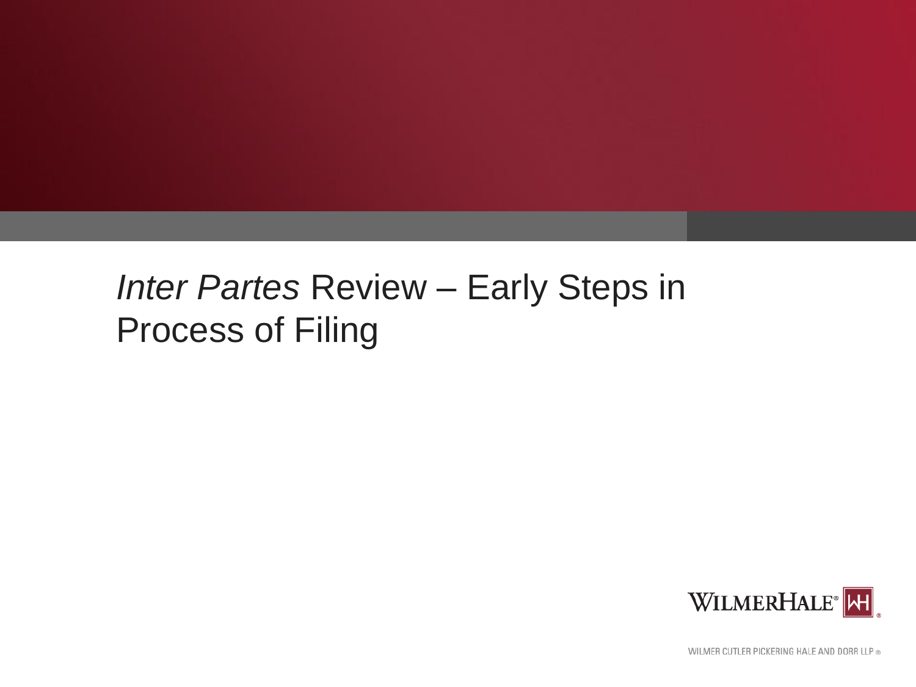# *Inter Partes* Review – Early Steps in Process of Filing

WILMERHALE®

WILMER CUTLER PICKERING HALE AND DORR LLP ®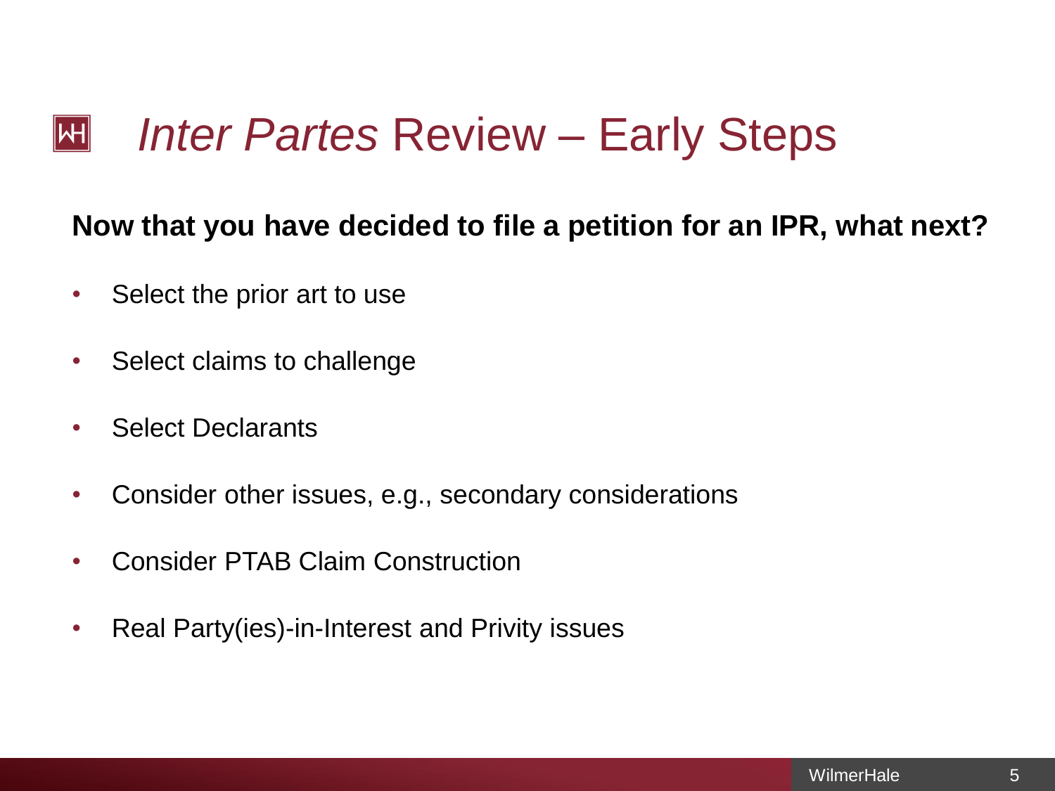# *Inter Partes* Review – Early Steps

**Now that you have decided to file a petition for an IPR, what next?**

- Select the prior art to use
- Select claims to challenge
- Select Declarants
- Consider other issues, e.g., secondary considerations
- Consider PTAB Claim Construction
- Real Party(ies)-in-Interest and Privity issues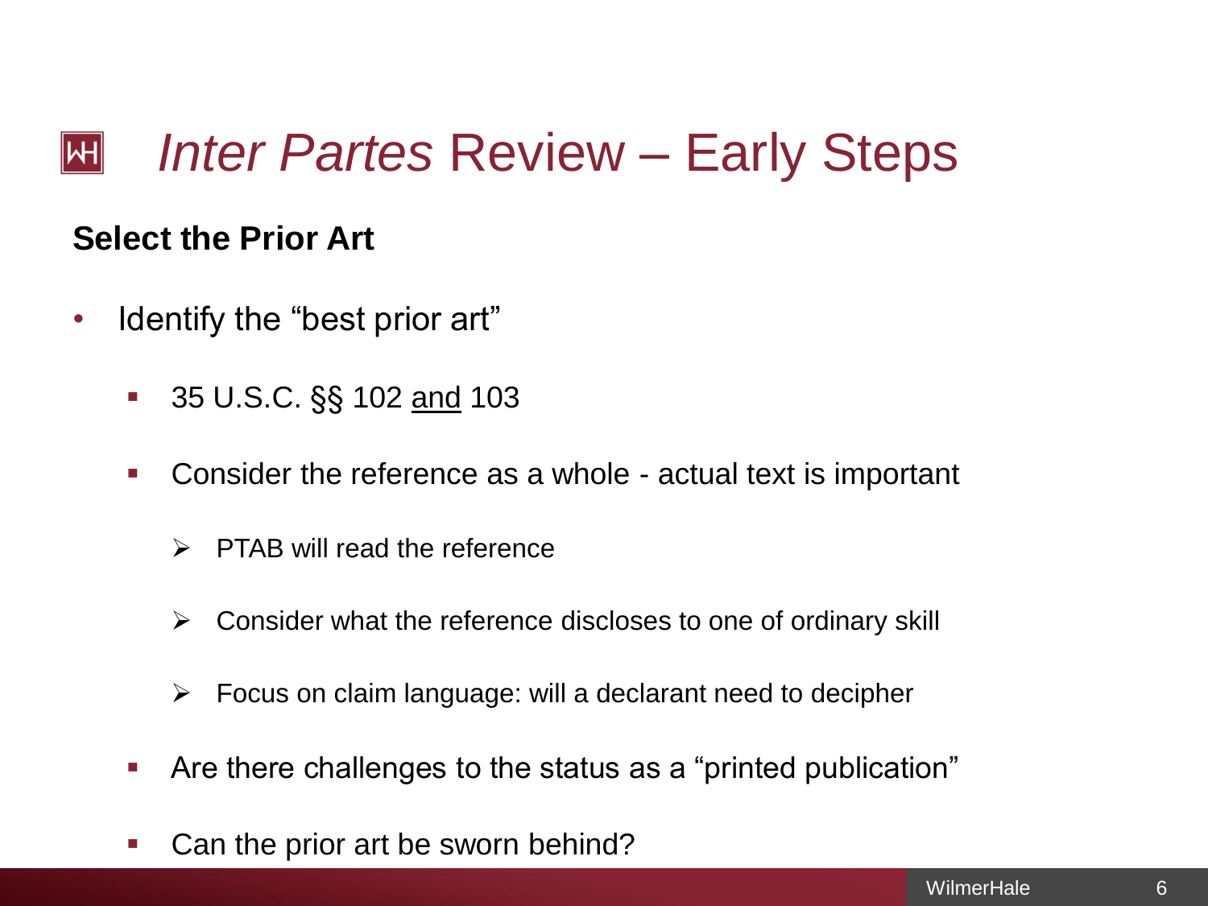# *Inter Partes* Review – Early Steps

**Select the Prior Art**

- Identify the "best prior art"
  - 35 U.S.C. §§ 102 <u>and</u> 103
  - Consider the reference as a whole - actual text is important
    - PTAB will read the reference
    - Consider what the reference discloses to one of ordinary skill
    - Focus on claim language: will a declarant need to decipher
  - Are there challenges to the status as a "printed publication"
  - Can the prior art be sworn behind?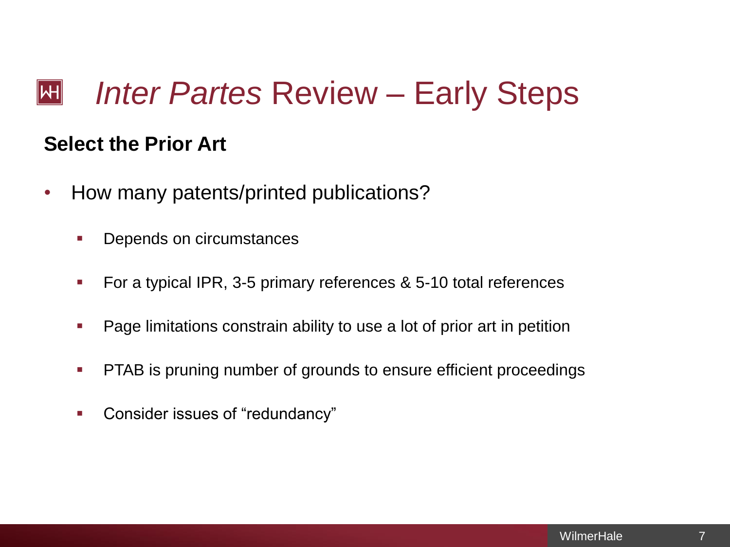# *Inter Partes* Review – Early Steps

**Select the Prior Art**

- How many patents/printed publications?
  - Depends on circumstances
  - For a typical IPR, 3-5 primary references & 5-10 total references
  - Page limitations constrain ability to use a lot of prior art in petition
  - PTAB is pruning number of grounds to ensure efficient proceedings
  - Consider issues of "redundancy"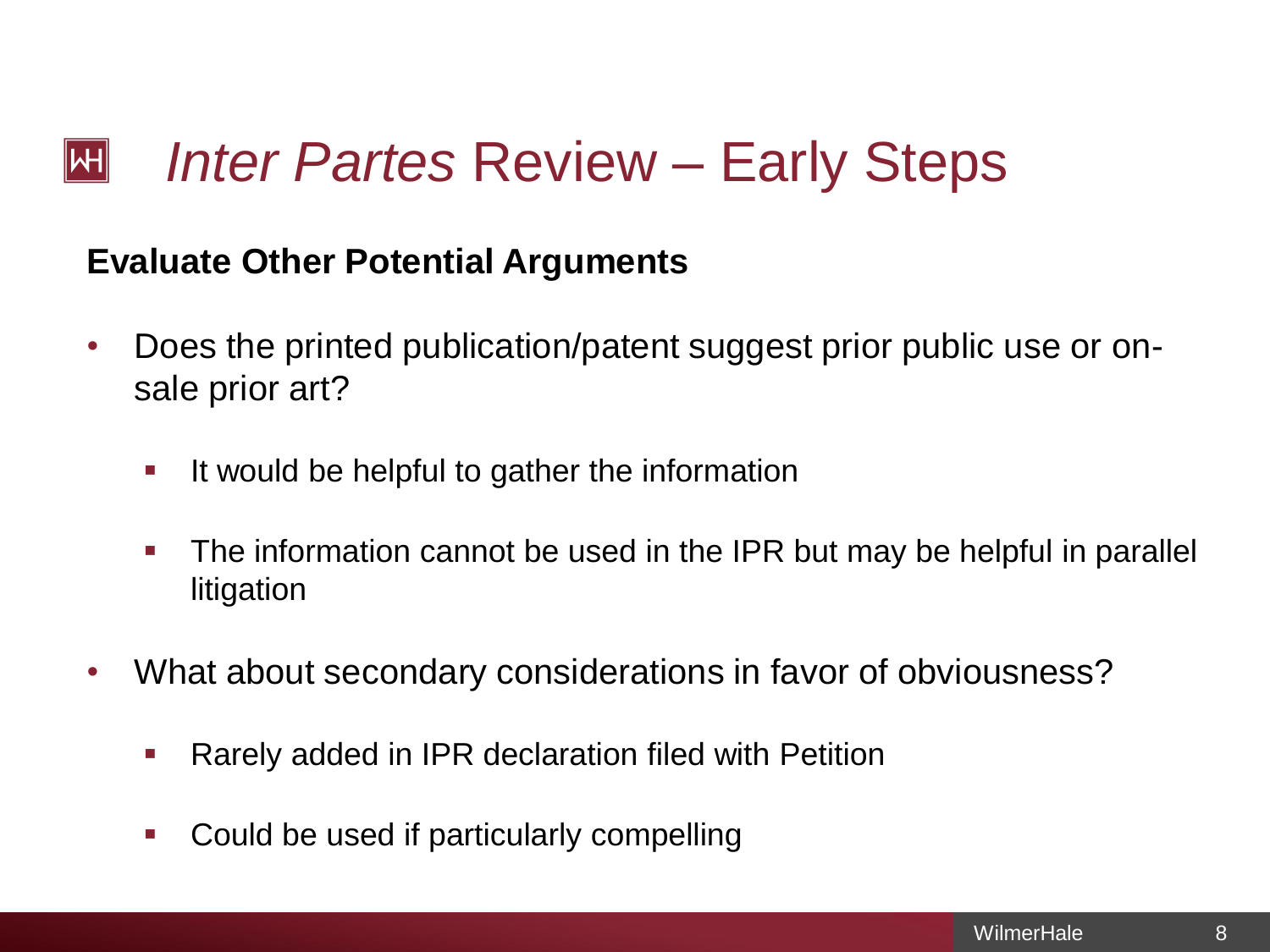# *Inter Partes* Review – Early Steps

**Evaluate Other Potential Arguments**

- Does the printed publication/patent suggest prior public use or on-sale prior art?
  - It would be helpful to gather the information
  - The information cannot be used in the IPR but may be helpful in parallel litigation
- What about secondary considerations in favor of obviousness?
  - Rarely added in IPR declaration filed with Petition
  - Could be used if particularly compelling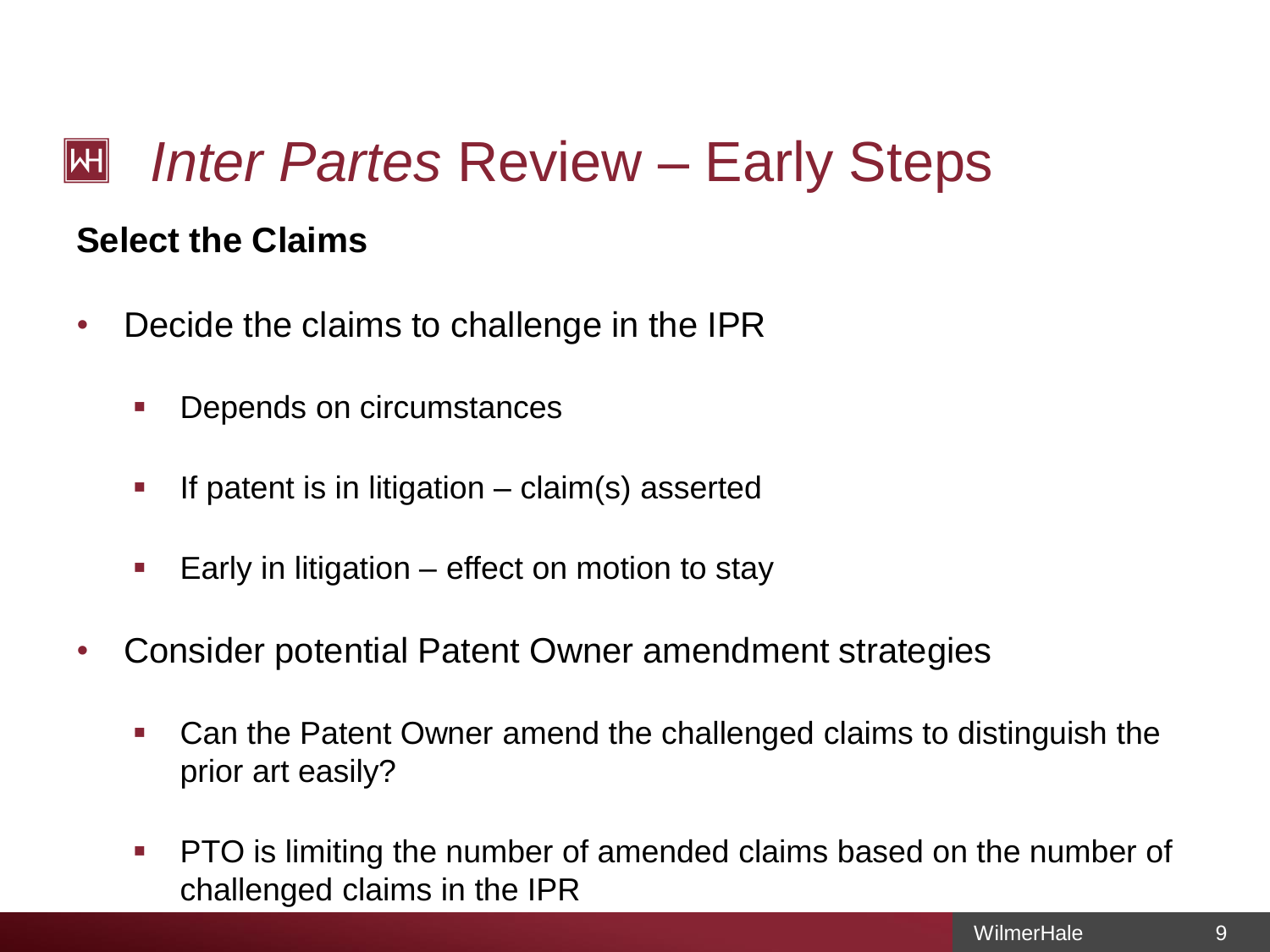# *Inter Partes* Review – Early Steps

**Select the Claims**

- Decide the claims to challenge in the IPR
  - Depends on circumstances
  - If patent is in litigation – claim(s) asserted
  - Early in litigation – effect on motion to stay
- Consider potential Patent Owner amendment strategies
  - Can the Patent Owner amend the challenged claims to distinguish the prior art easily?
  - PTO is limiting the number of amended claims based on the number of challenged claims in the IPR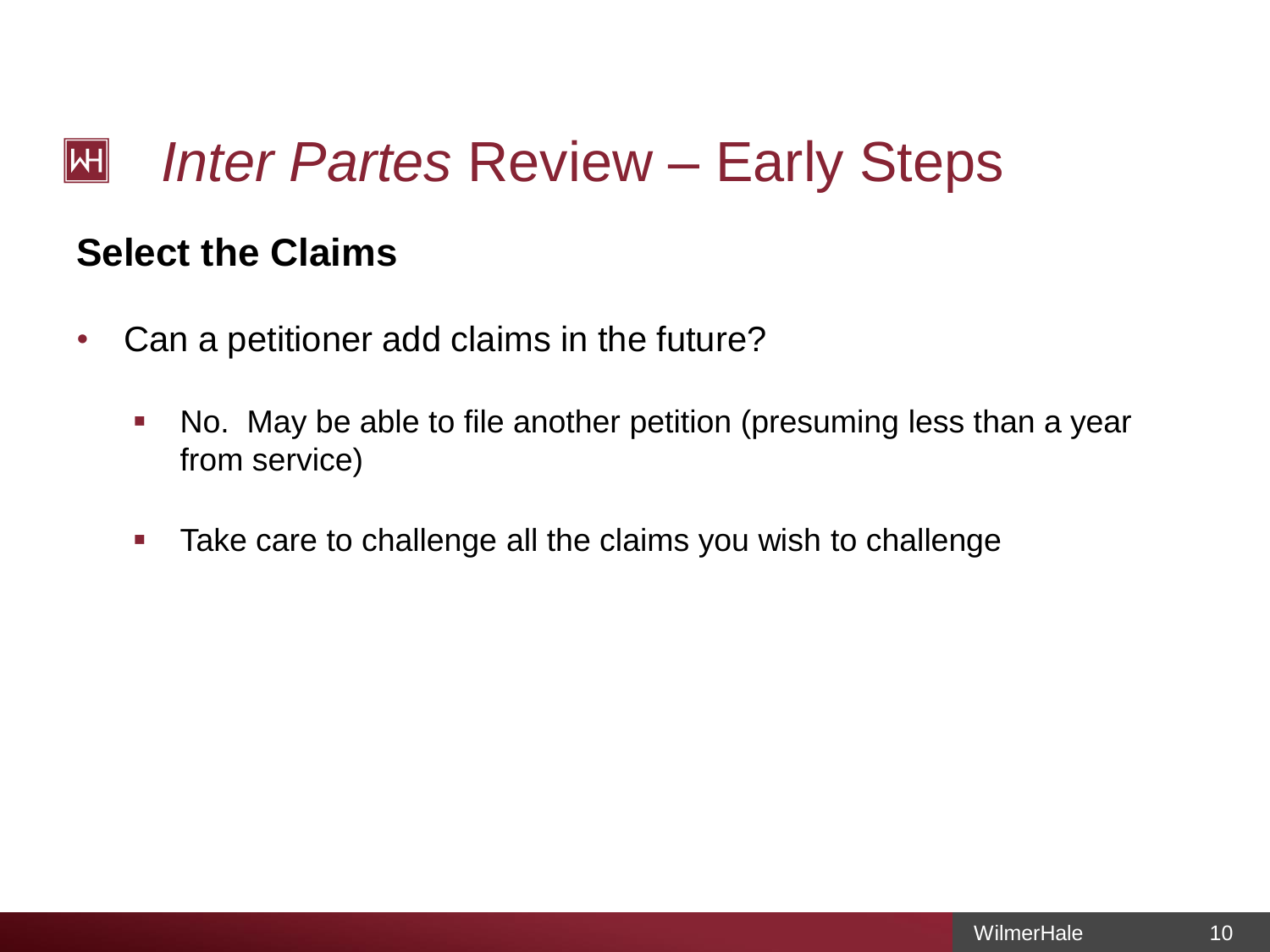# *Inter Partes* Review – Early Steps

## Select the Claims

- Can a petitioner add claims in the future?
  - No. May be able to file another petition (presuming less than a year from service)
  - Take care to challenge all the claims you wish to challenge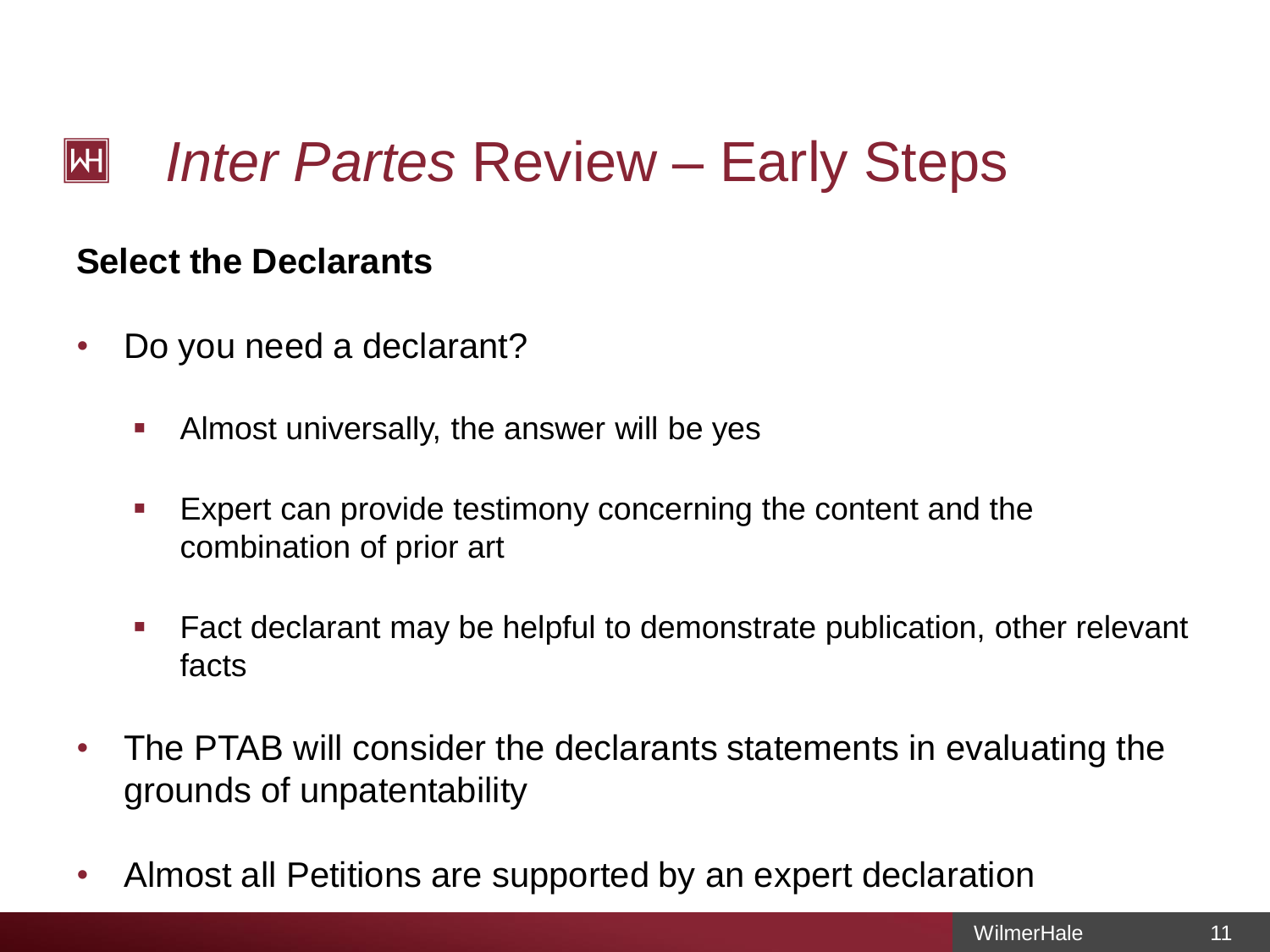# *Inter Partes* Review – Early Steps

**Select the Declarants**

- Do you need a declarant?
  - Almost universally, the answer will be yes
  - Expert can provide testimony concerning the content and the combination of prior art
  - Fact declarant may be helpful to demonstrate publication, other relevant facts
- The PTAB will consider the declarants statements in evaluating the grounds of unpatentability
- Almost all Petitions are supported by an expert declaration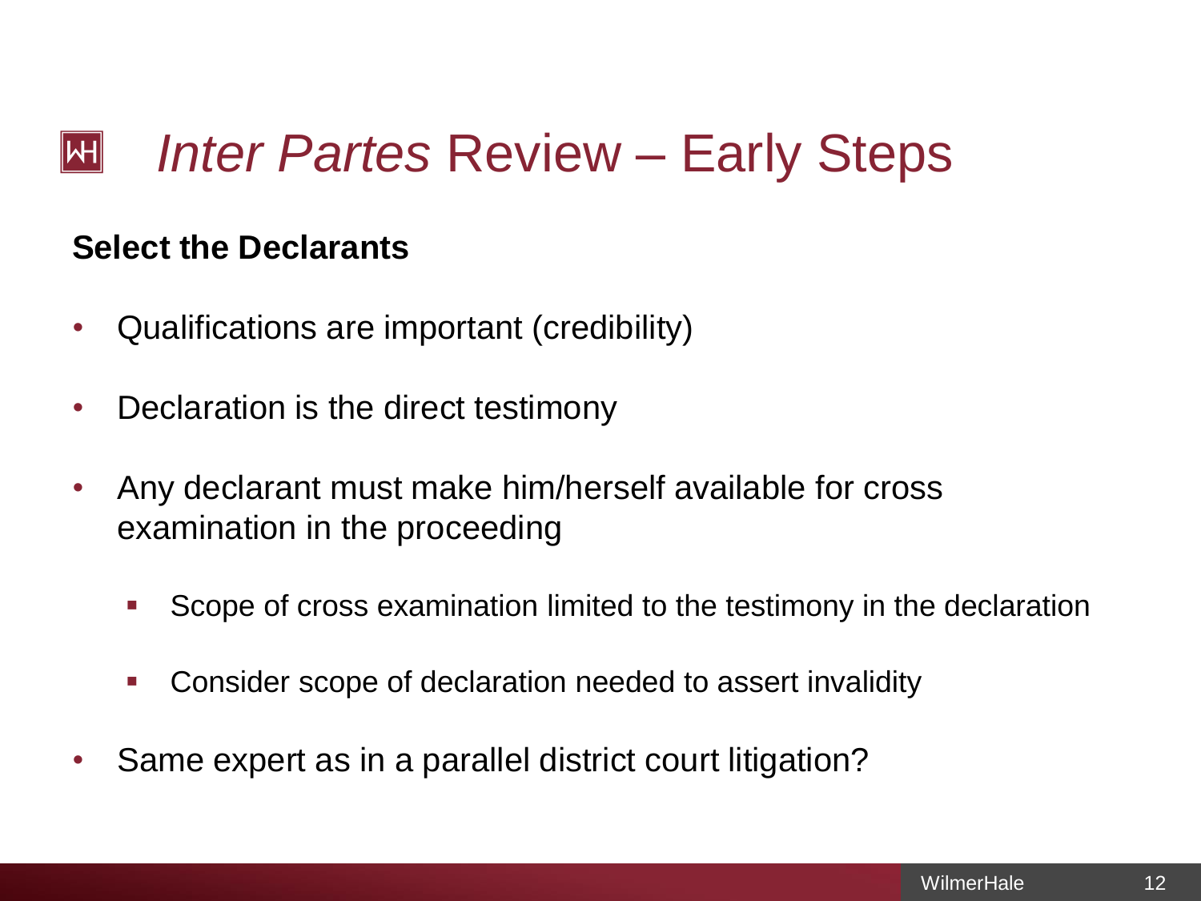# *Inter Partes* Review – Early Steps

**Select the Declarants**

- Qualifications are important (credibility)
- Declaration is the direct testimony
- Any declarant must make him/herself available for cross examination in the proceeding
  - Scope of cross examination limited to the testimony in the declaration
  - Consider scope of declaration needed to assert invalidity
- Same expert as in a parallel district court litigation?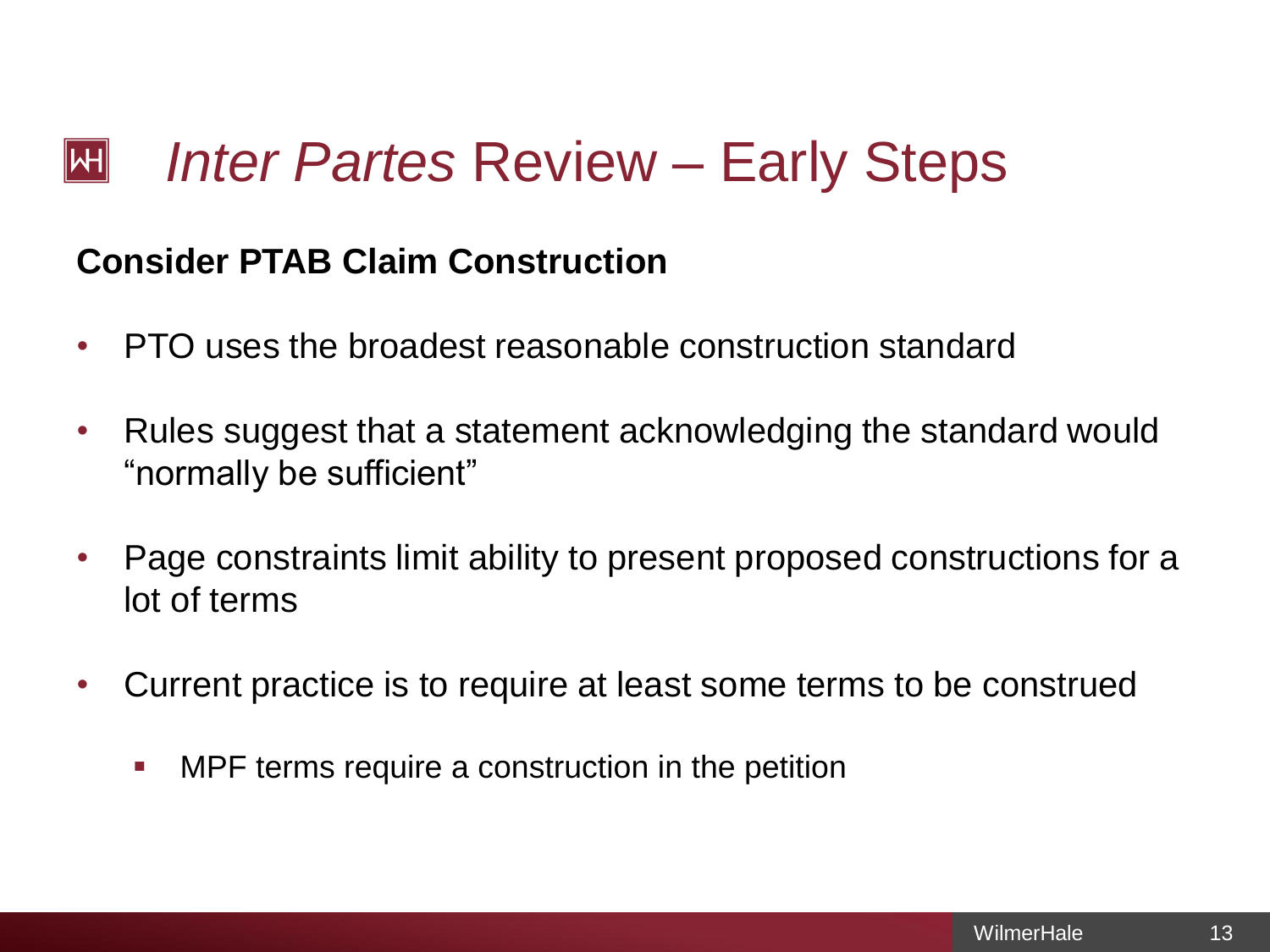# *Inter Partes* Review – Early Steps

**Consider PTAB Claim Construction**

- PTO uses the broadest reasonable construction standard
- Rules suggest that a statement acknowledging the standard would "normally be sufficient"
- Page constraints limit ability to present proposed constructions for a lot of terms
- Current practice is to require at least some terms to be construed
  - MPF terms require a construction in the petition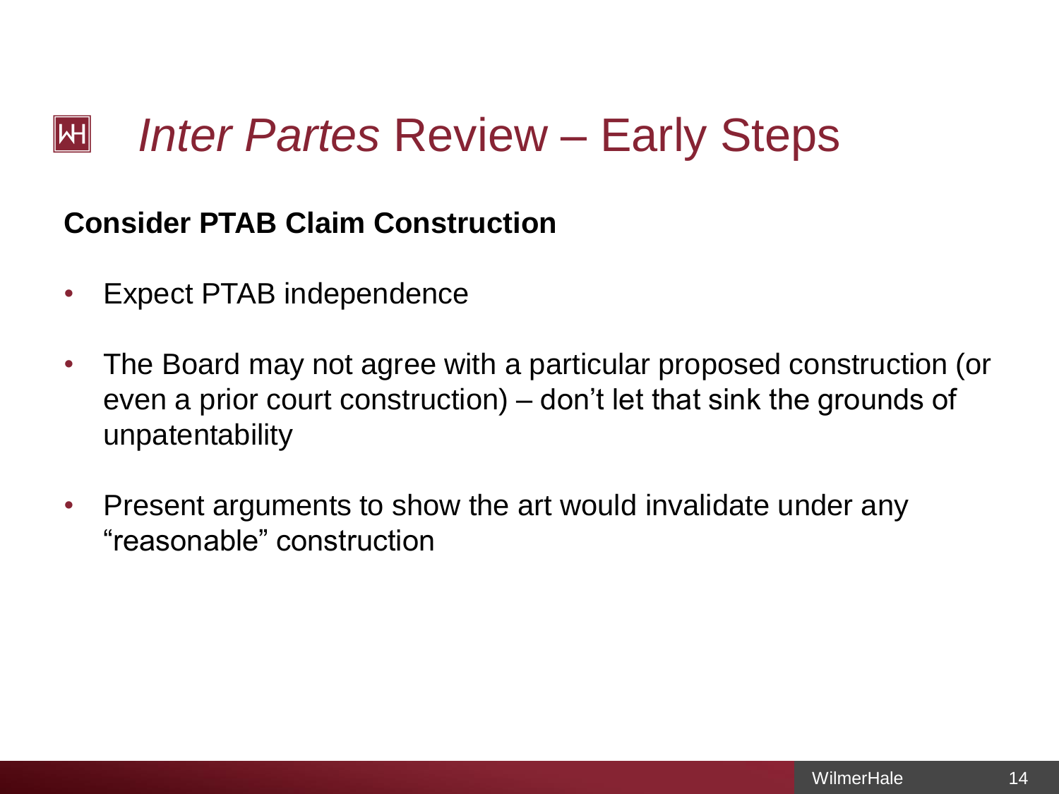# *Inter Partes* Review – Early Steps

**Consider PTAB Claim Construction**

- Expect PTAB independence
- The Board may not agree with a particular proposed construction (or even a prior court construction) – don't let that sink the grounds of unpatentability
- Present arguments to show the art would invalidate under any "reasonable" construction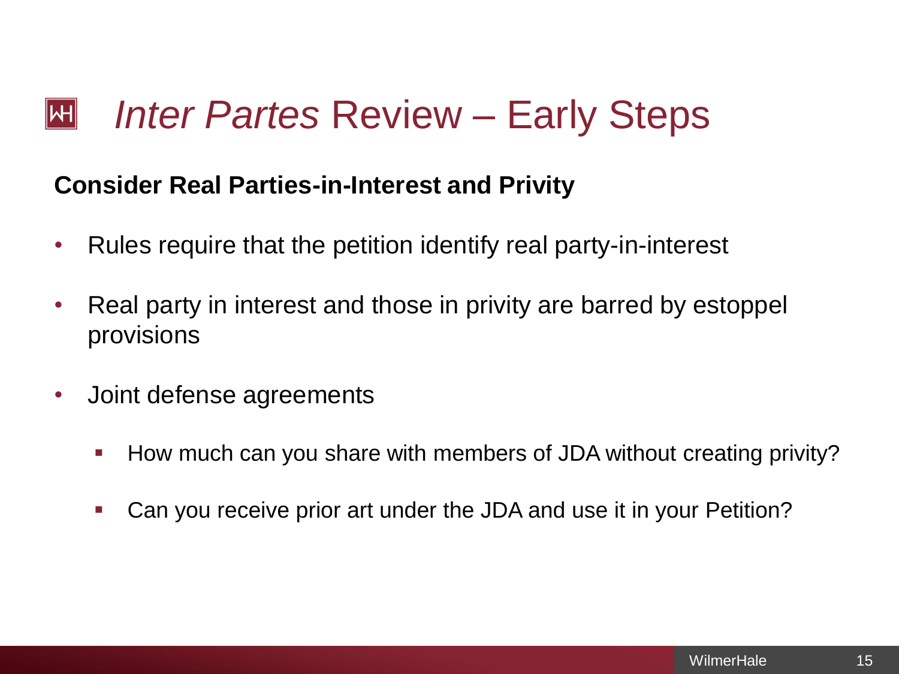# *Inter Partes* Review – Early Steps

**Consider Real Parties-in-Interest and Privity**

- Rules require that the petition identify real party-in-interest
- Real party in interest and those in privity are barred by estoppel provisions
- Joint defense agreements
  - How much can you share with members of JDA without creating privity?
  - Can you receive prior art under the JDA and use it in your Petition?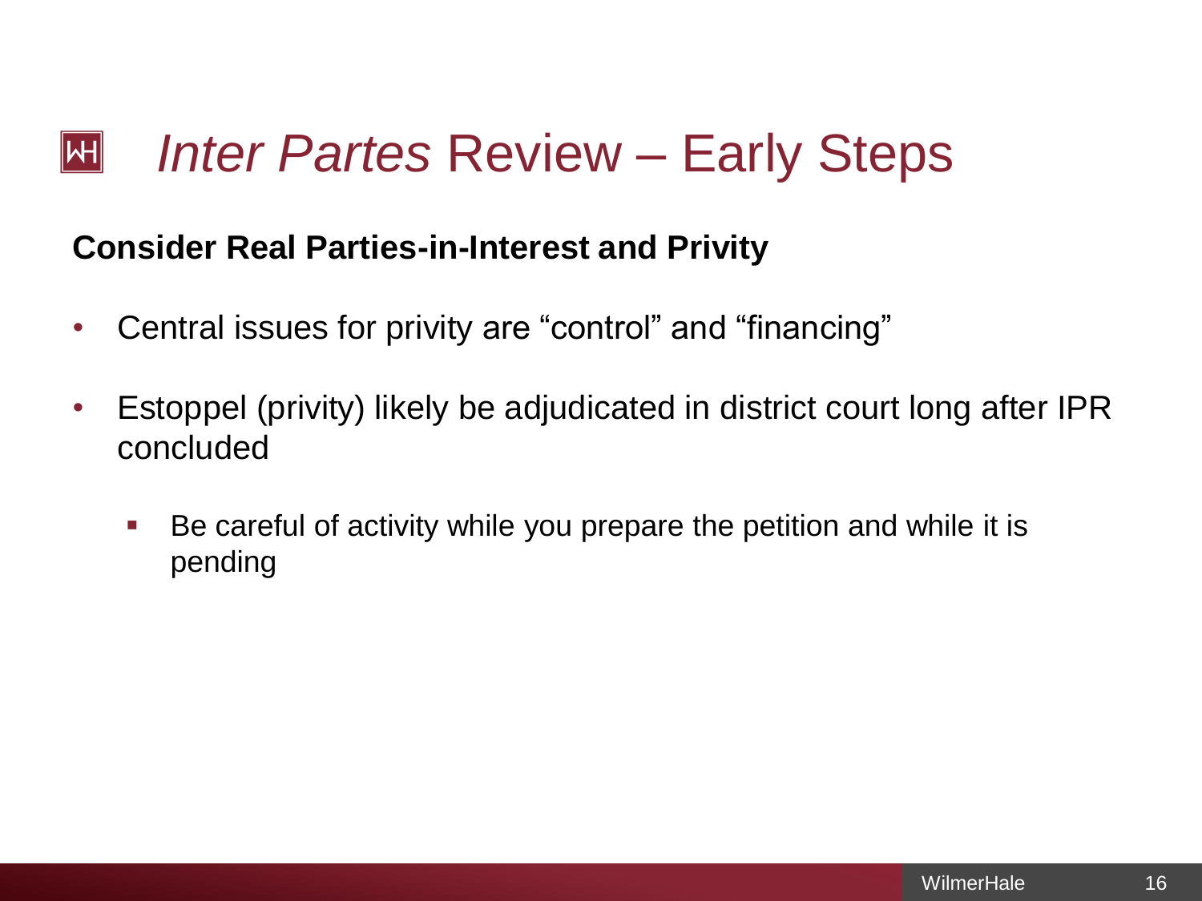# *Inter Partes* Review – Early Steps

**Consider Real Parties-in-Interest and Privity**

- Central issues for privity are "control" and "financing"
- Estoppel (privity) likely be adjudicated in district court long after IPR concluded
  - Be careful of activity while you prepare the petition and while it is pending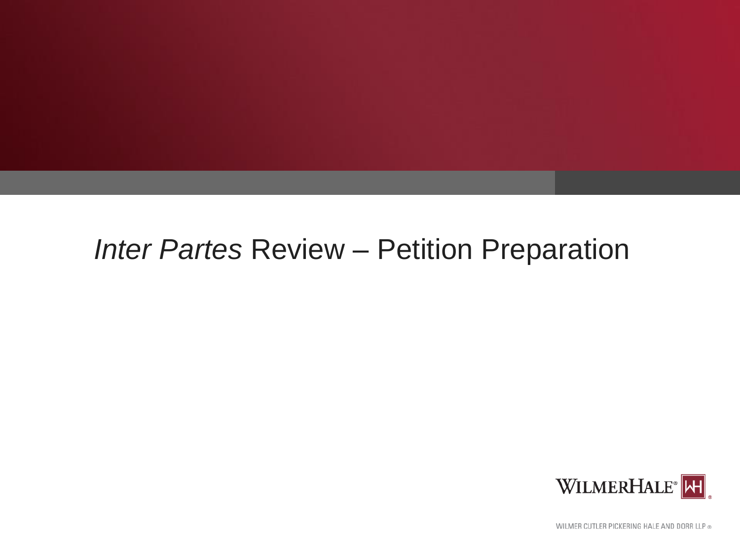# *Inter Partes* Review – Petition Preparation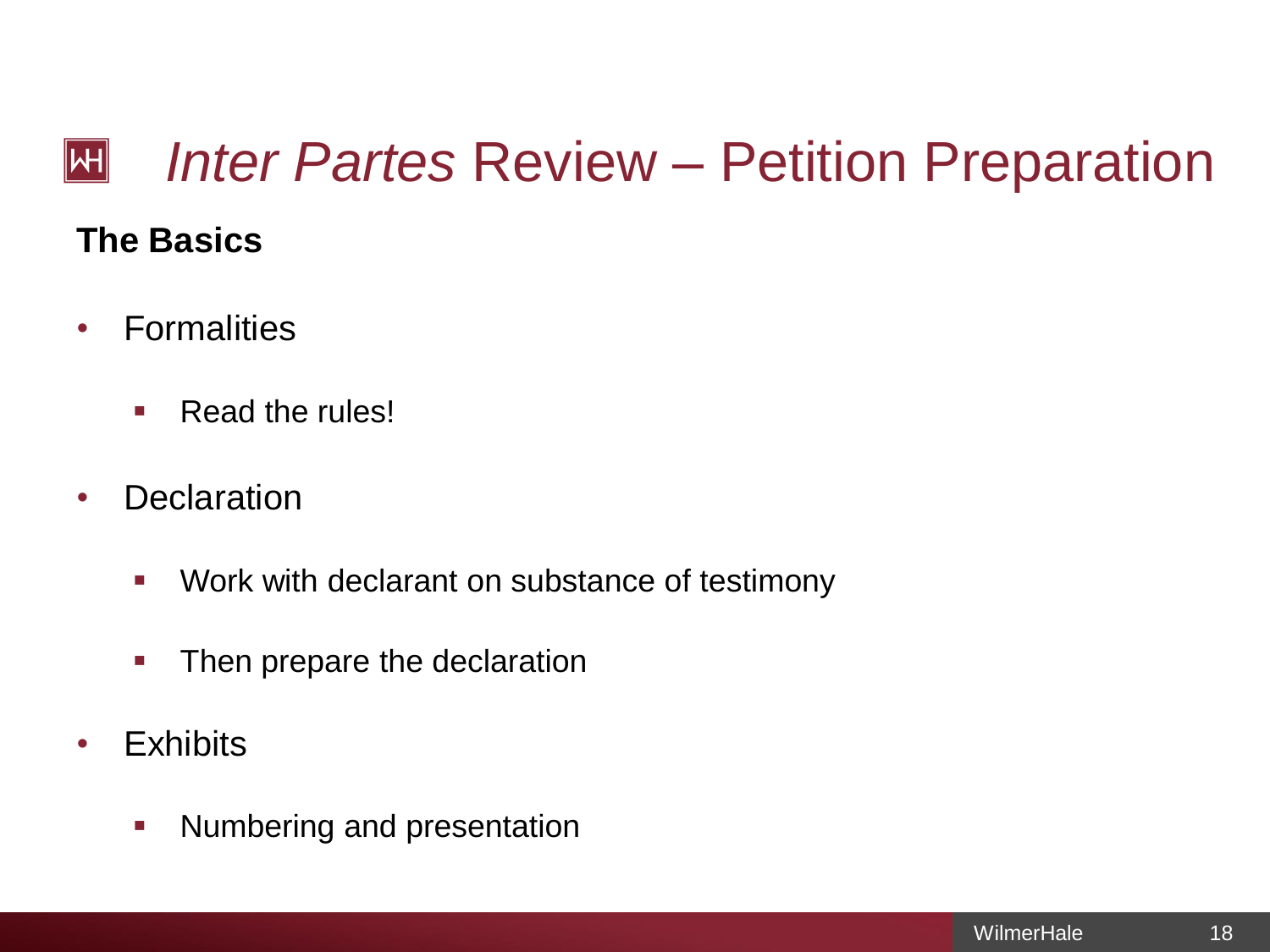# *Inter Partes* Review – Petition Preparation

**The Basics**

- Formalities
  - Read the rules!
- Declaration
  - Work with declarant on substance of testimony
  - Then prepare the declaration
- Exhibits
  - Numbering and presentation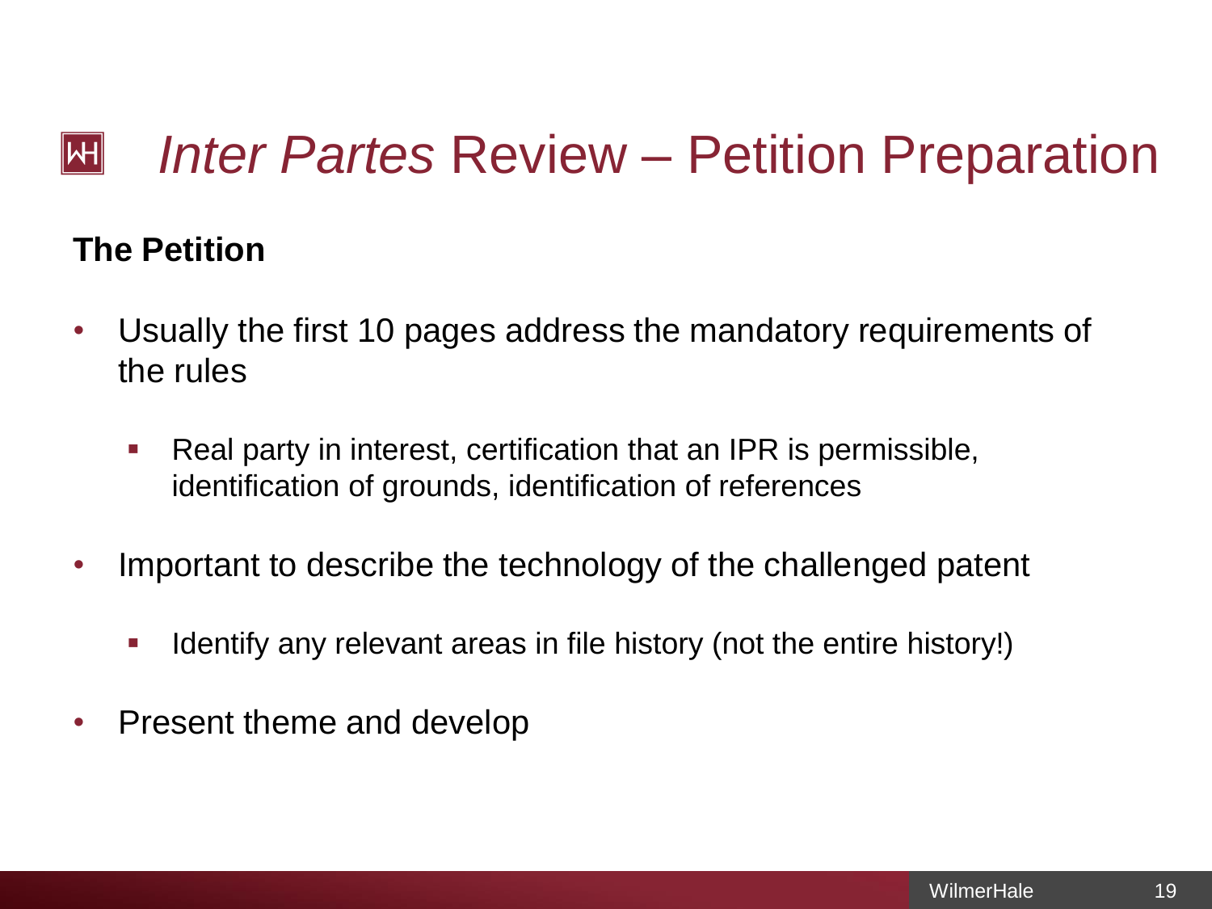# *Inter Partes* Review – Petition Preparation

**The Petition**

- Usually the first 10 pages address the mandatory requirements of the rules
  - Real party in interest, certification that an IPR is permissible, identification of grounds, identification of references
- Important to describe the technology of the challenged patent
  - Identify any relevant areas in file history (not the entire history!)
- Present theme and develop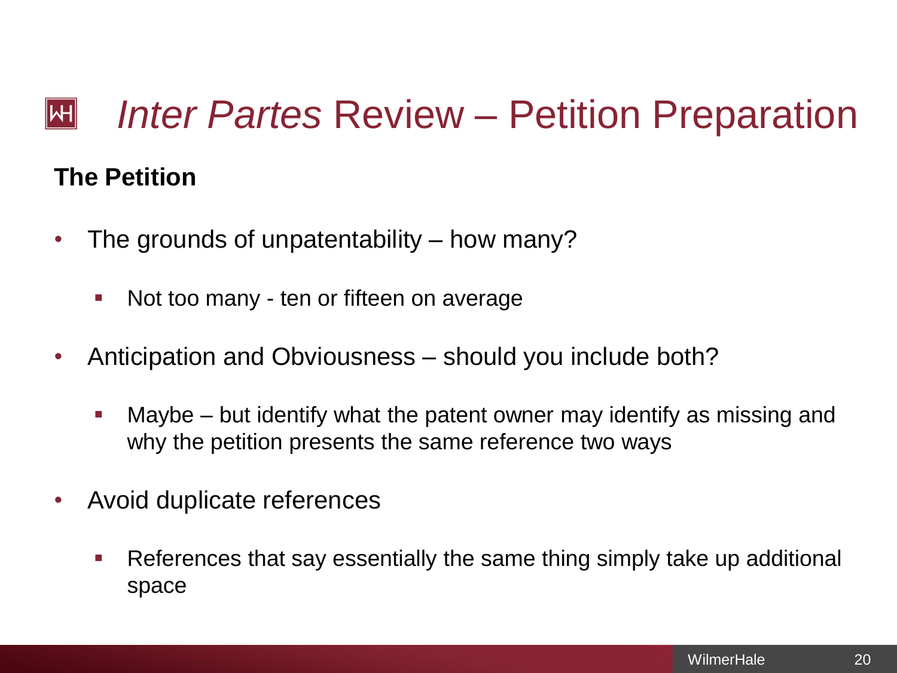# *Inter Partes* Review – Petition Preparation

**The Petition**

- The grounds of unpatentability – how many?
  - Not too many - ten or fifteen on average
- Anticipation and Obviousness – should you include both?
  - Maybe – but identify what the patent owner may identify as missing and why the petition presents the same reference two ways
- Avoid duplicate references
  - References that say essentially the same thing simply take up additional space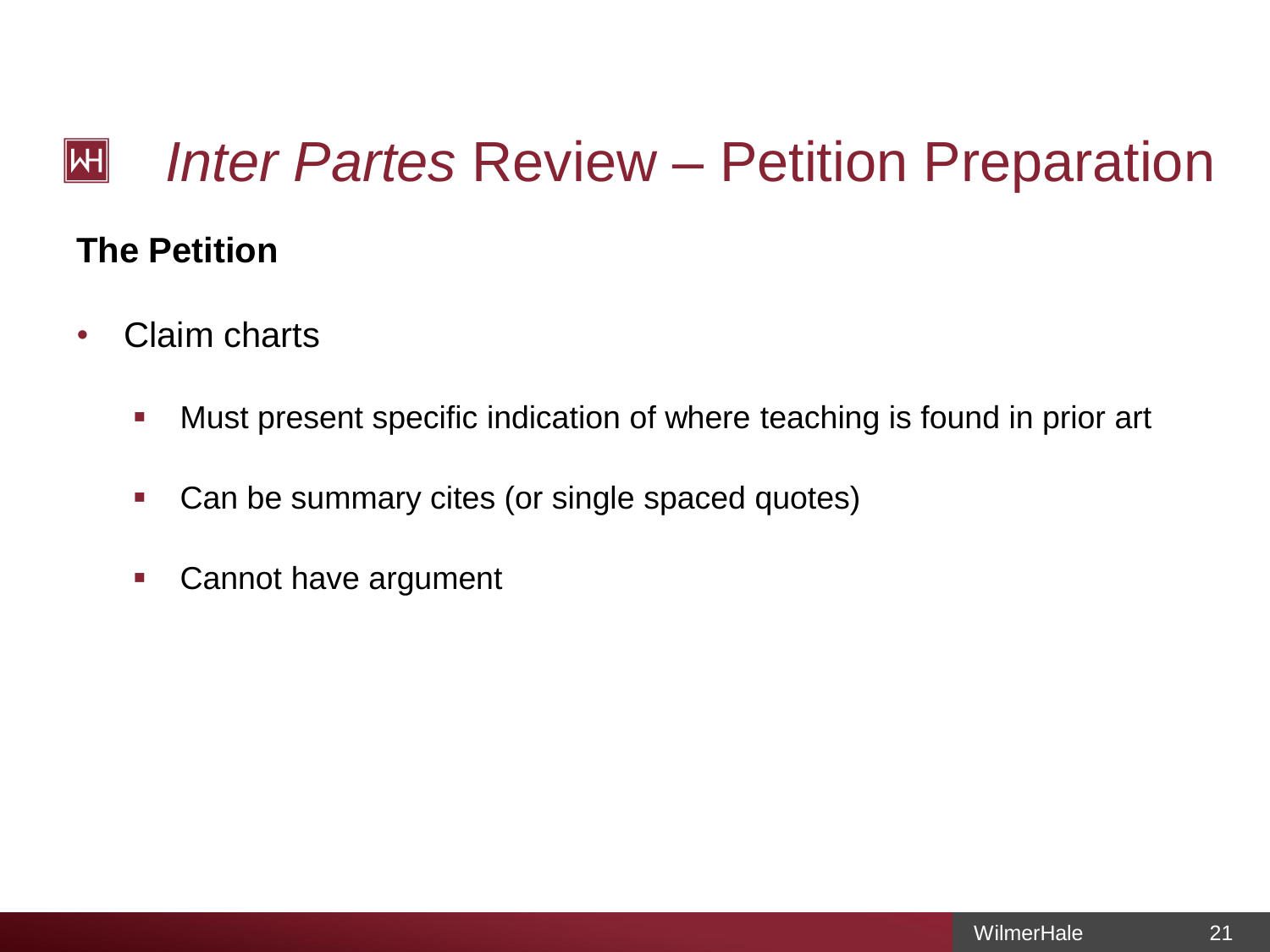# *Inter Partes* Review – Petition Preparation

**The Petition**

- Claim charts
  - Must present specific indication of where teaching is found in prior art
  - Can be summary cites (or single spaced quotes)
  - Cannot have argument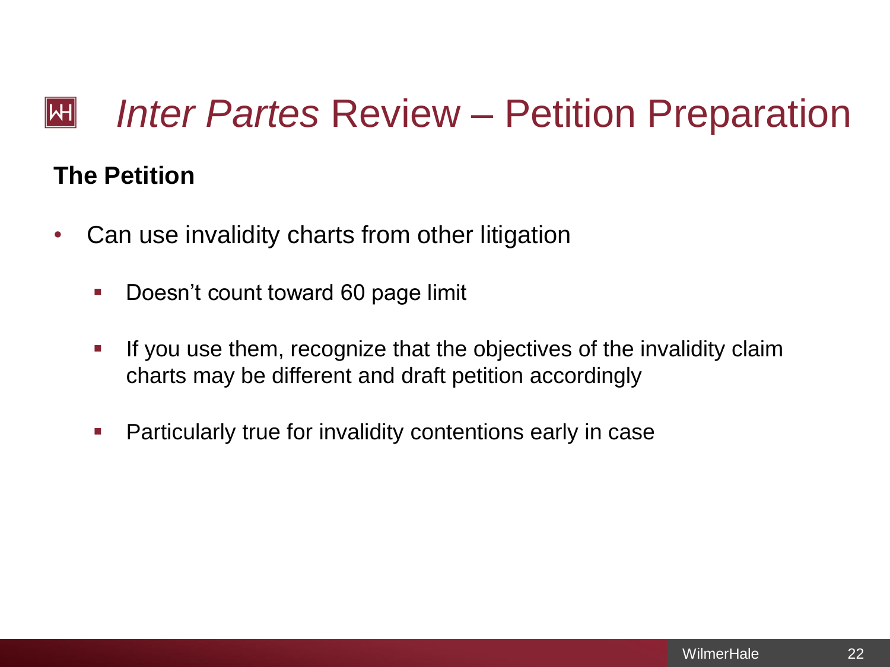# *Inter Partes* Review – Petition Preparation

**The Petition**

- Can use invalidity charts from other litigation
  - Doesn't count toward 60 page limit
  - If you use them, recognize that the objectives of the invalidity claim charts may be different and draft petition accordingly
  - Particularly true for invalidity contentions early in case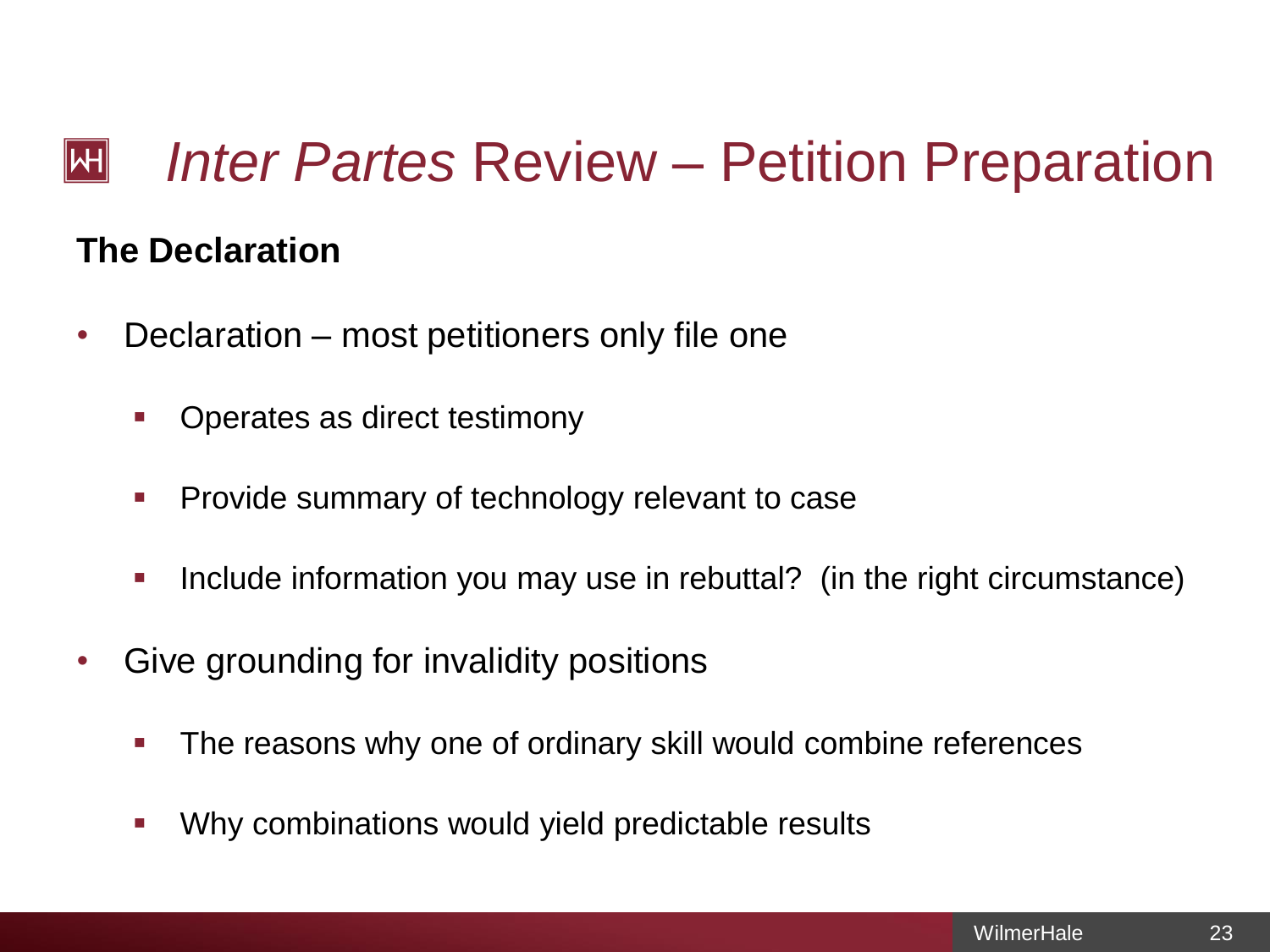# *Inter Partes* Review – Petition Preparation

**The Declaration**

- Declaration – most petitioners only file one
  - Operates as direct testimony
  - Provide summary of technology relevant to case
  - Include information you may use in rebuttal?  (in the right circumstance)
- Give grounding for invalidity positions
  - The reasons why one of ordinary skill would combine references
  - Why combinations would yield predictable results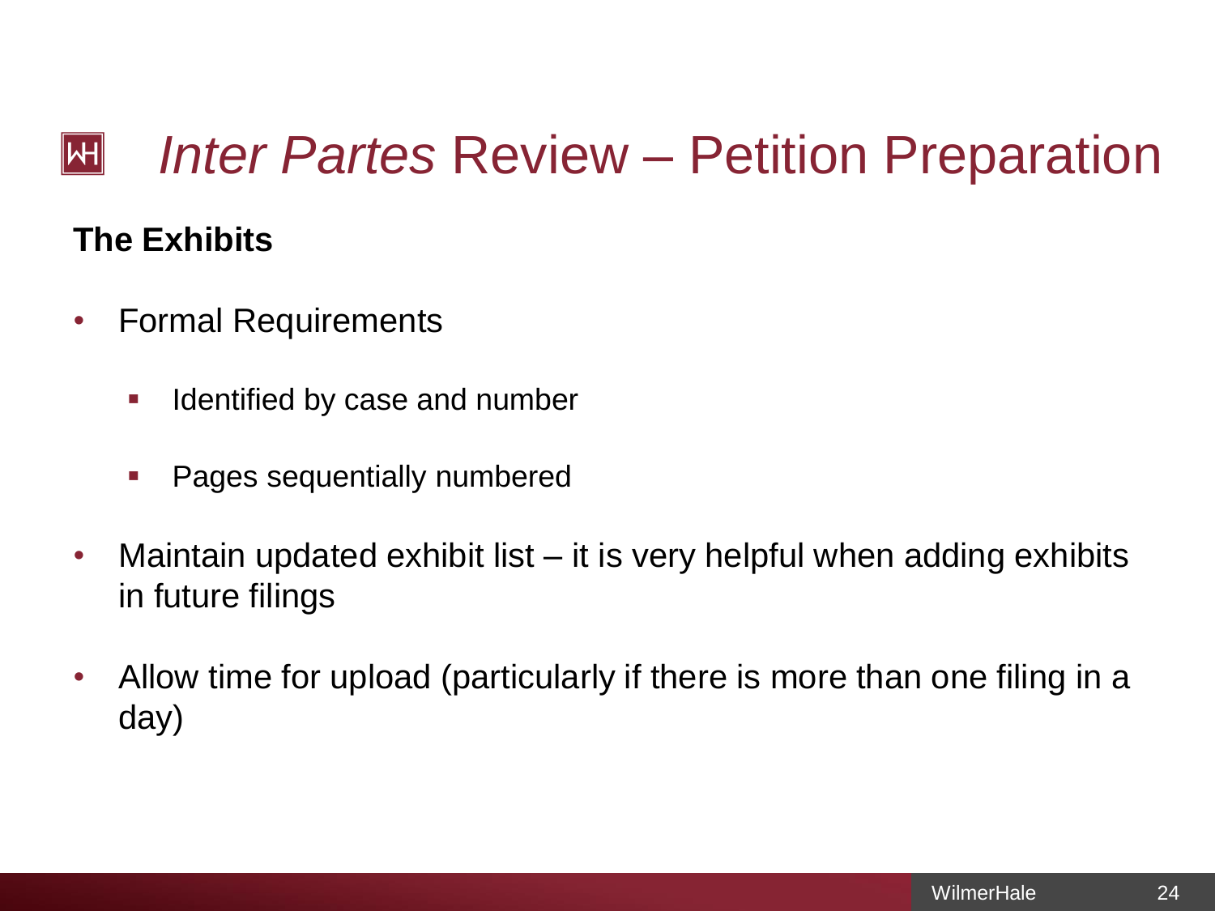# *Inter Partes* Review – Petition Preparation

**The Exhibits**

- Formal Requirements
  - Identified by case and number
  - Pages sequentially numbered
- Maintain updated exhibit list – it is very helpful when adding exhibits in future filings
- Allow time for upload (particularly if there is more than one filing in a day)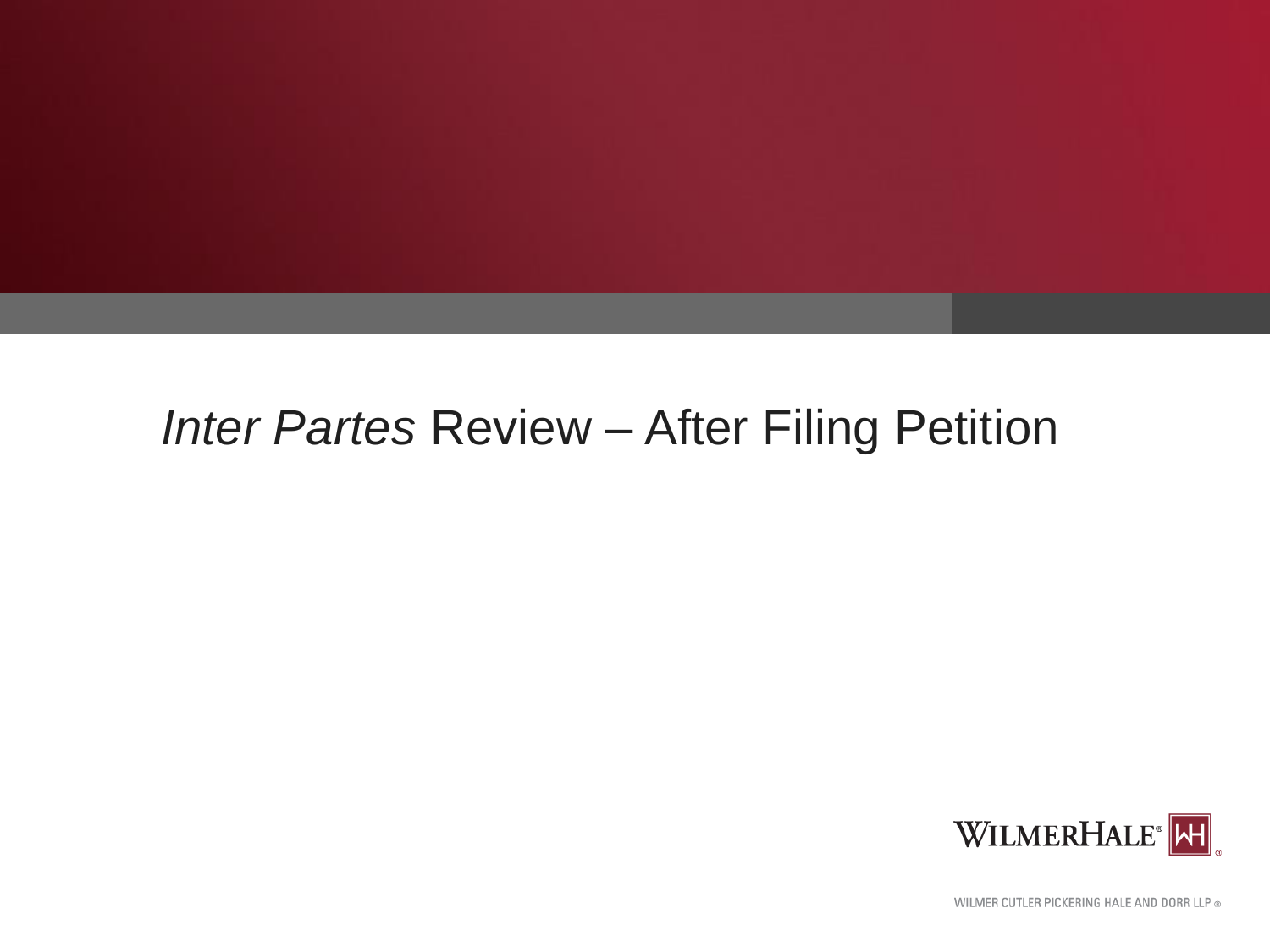# *Inter Partes* Review – After Filing Petition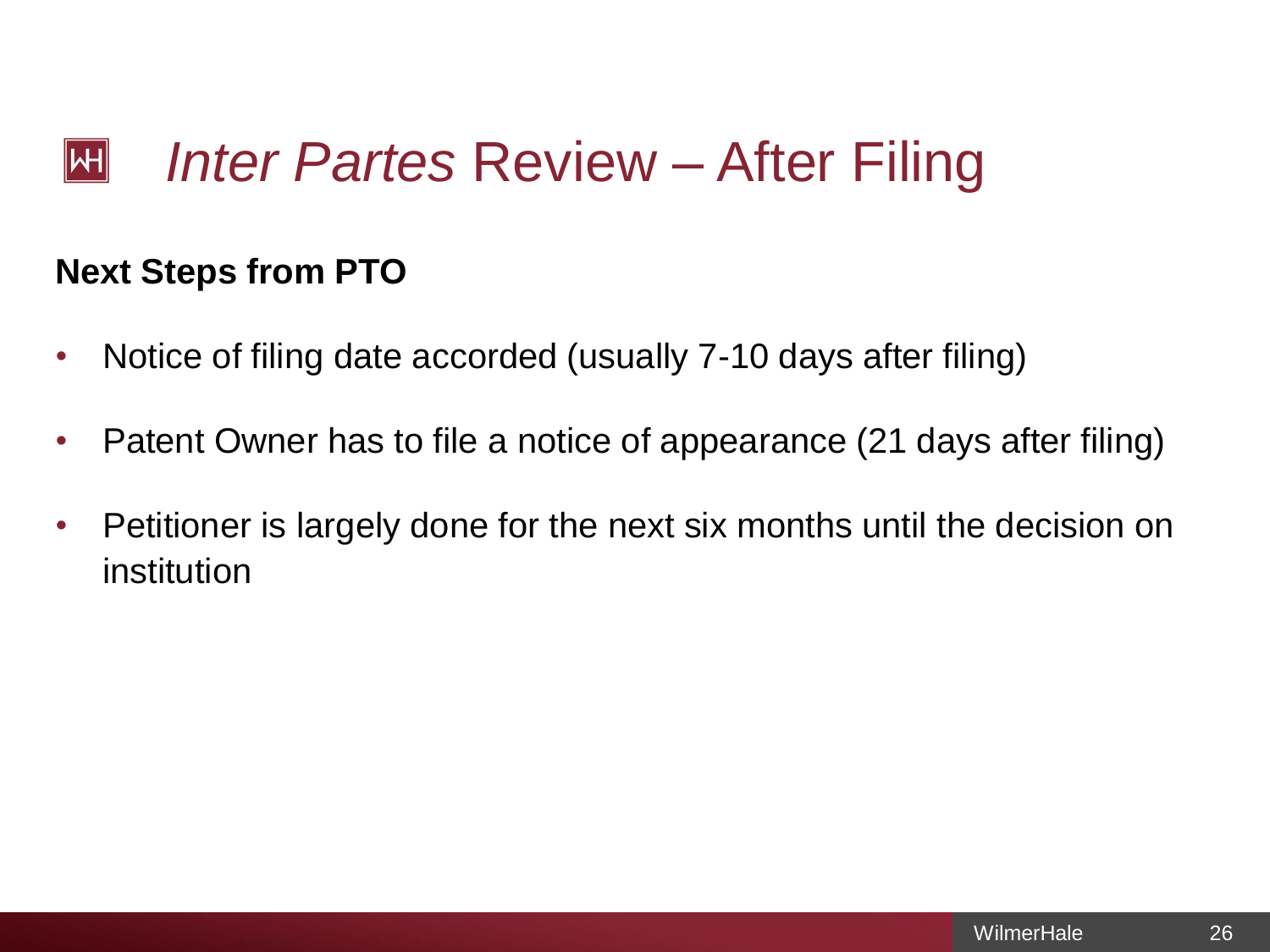# *Inter Partes* Review – After Filing

**Next Steps from PTO**

- Notice of filing date accorded (usually 7-10 days after filing)
- Patent Owner has to file a notice of appearance (21 days after filing)
- Petitioner is largely done for the next six months until the decision on institution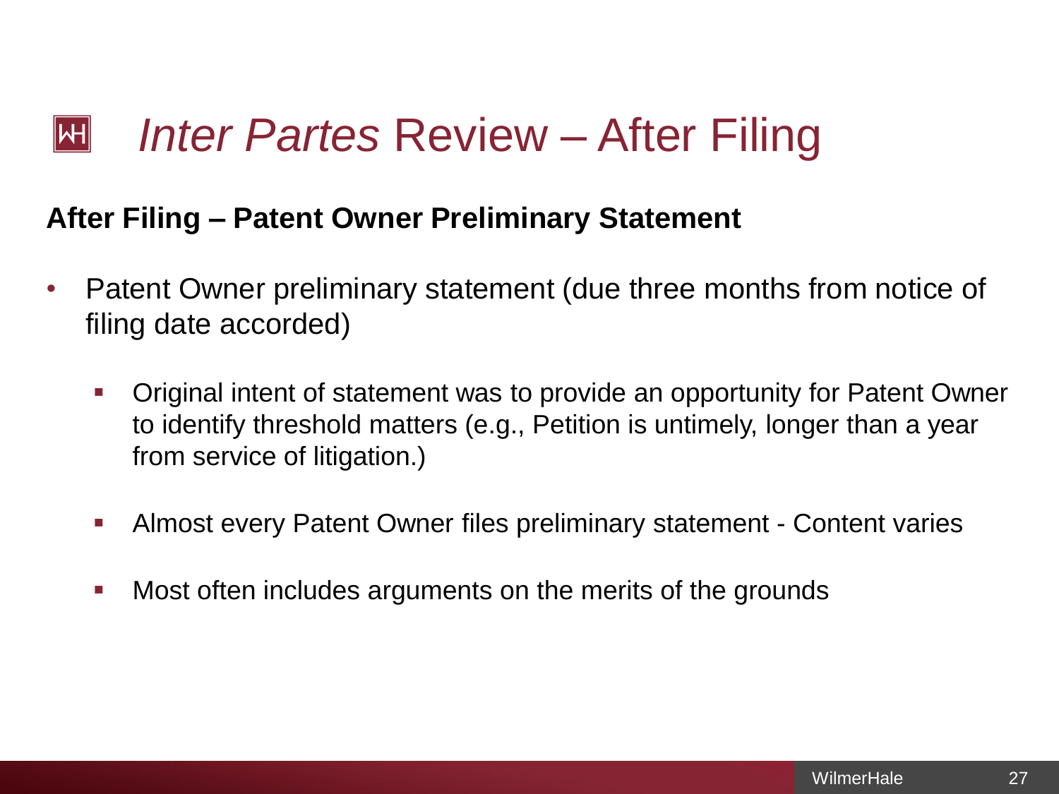# *Inter Partes* Review – After Filing

## After Filing – Patent Owner Preliminary Statement

- Patent Owner preliminary statement (due three months from notice of filing date accorded)
  - Original intent of statement was to provide an opportunity for Patent Owner to identify threshold matters (e.g., Petition is untimely, longer than a year from service of litigation.)
  - Almost every Patent Owner files preliminary statement - Content varies
  - Most often includes arguments on the merits of the grounds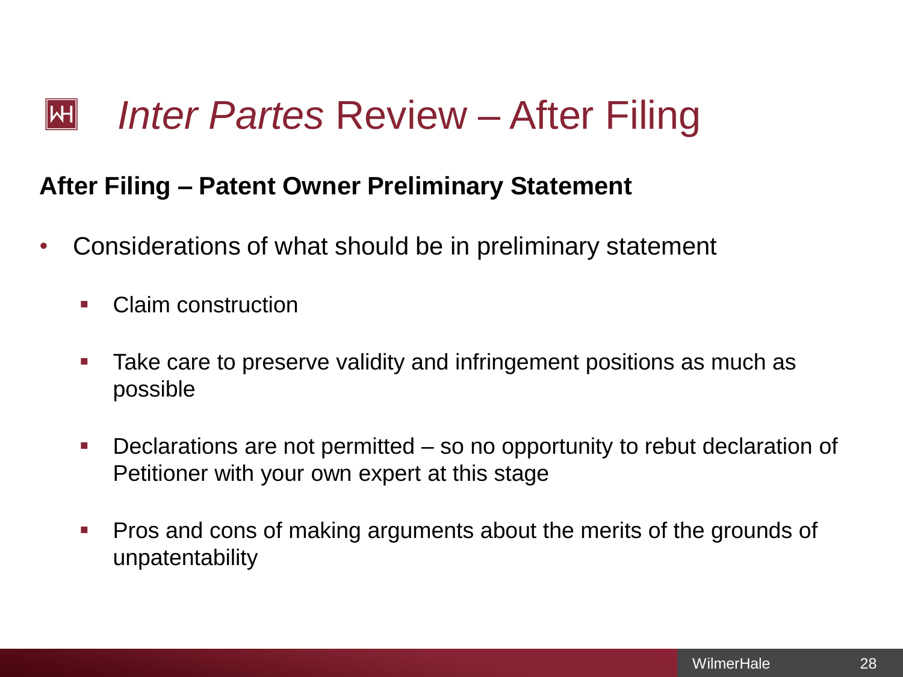# *Inter Partes* Review – After Filing

**After Filing – Patent Owner Preliminary Statement**

- Considerations of what should be in preliminary statement
  - Claim construction
  - Take care to preserve validity and infringement positions as much as possible
  - Declarations are not permitted – so no opportunity to rebut declaration of Petitioner with your own expert at this stage
  - Pros and cons of making arguments about the merits of the grounds of unpatentability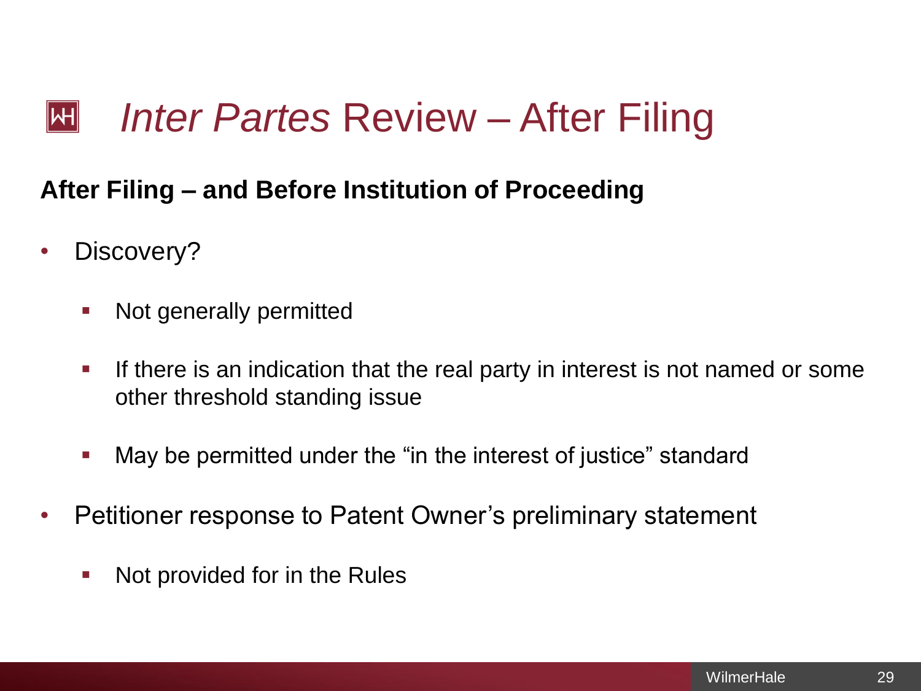# *Inter Partes* Review – After Filing

**After Filing – and Before Institution of Proceeding**

- Discovery?
  - Not generally permitted
  - If there is an indication that the real party in interest is not named or some other threshold standing issue
  - May be permitted under the "in the interest of justice" standard
- Petitioner response to Patent Owner's preliminary statement
  - Not provided for in the Rules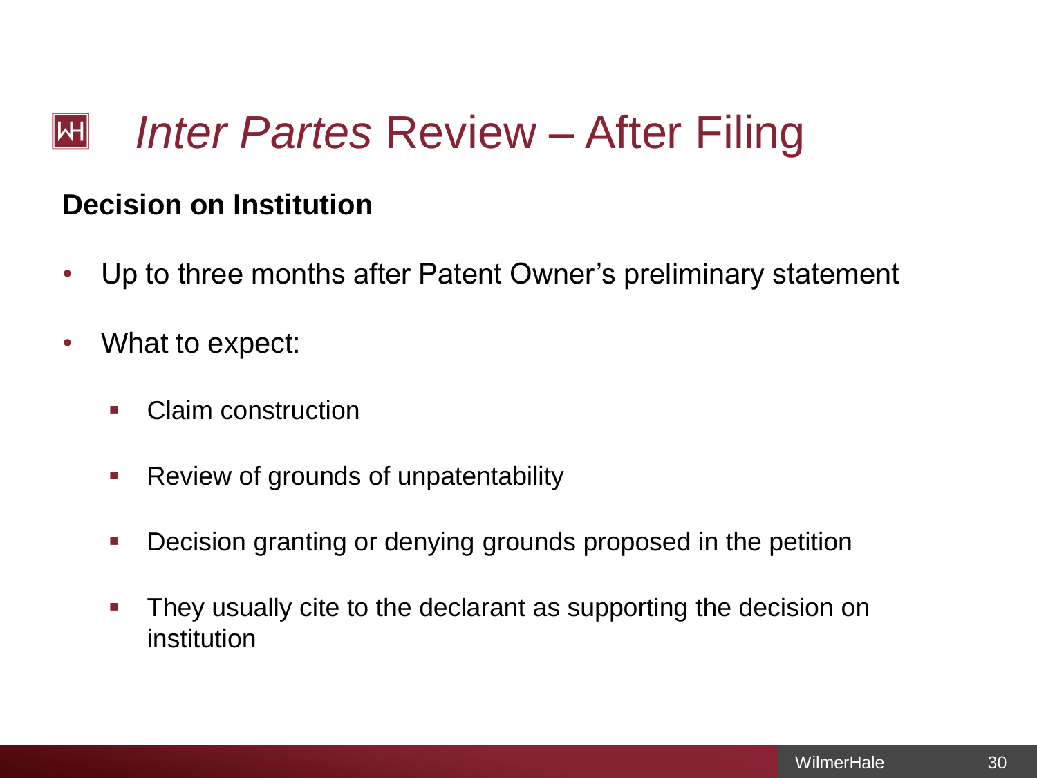# *Inter Partes* Review – After Filing

**Decision on Institution**

- Up to three months after Patent Owner's preliminary statement
- What to expect:
  - Claim construction
  - Review of grounds of unpatentability
  - Decision granting or denying grounds proposed in the petition
  - They usually cite to the declarant as supporting the decision on institution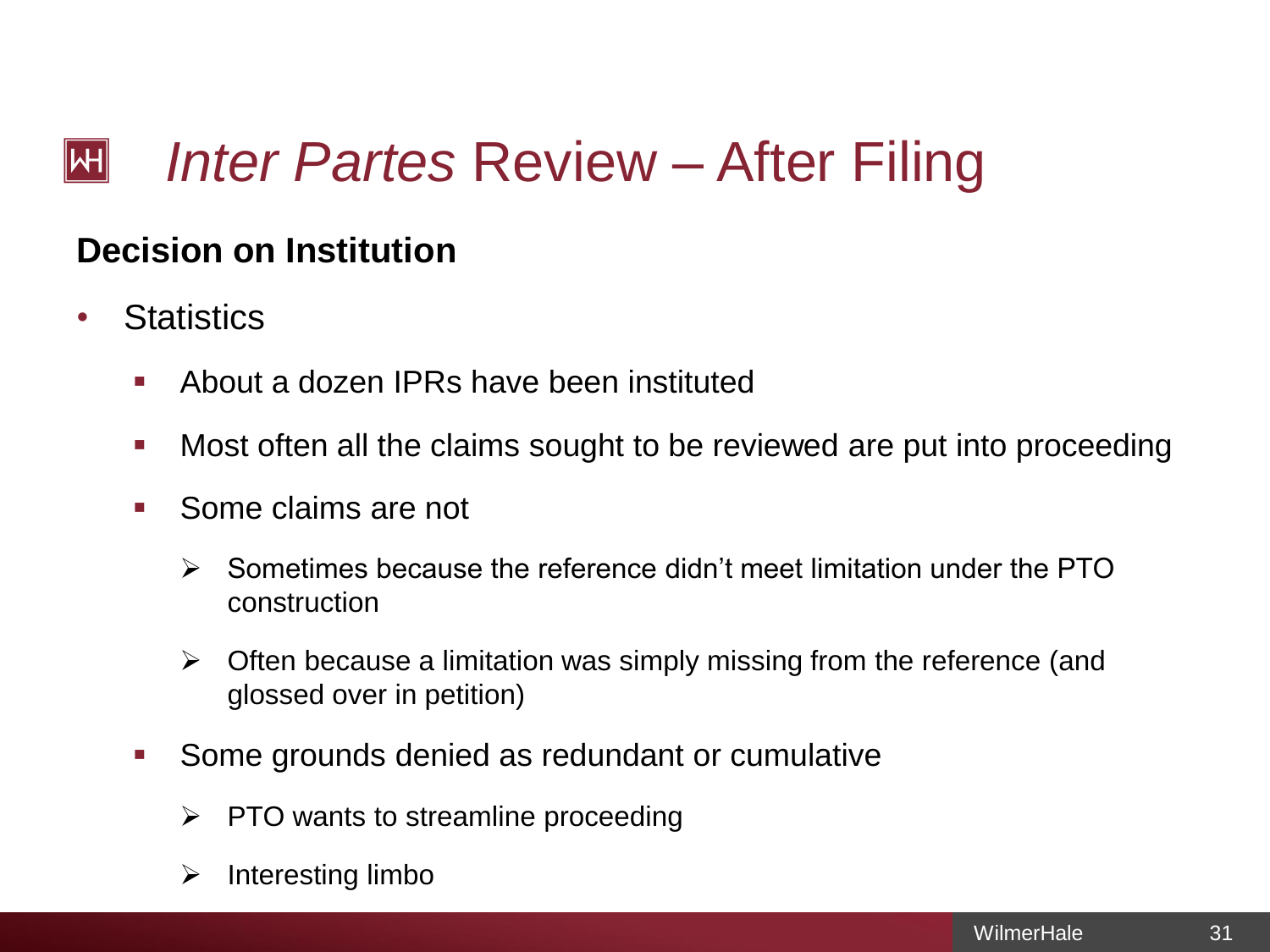# *Inter Partes* Review – After Filing

**Decision on Institution**

- Statistics
  - About a dozen IPRs have been instituted
  - Most often all the claims sought to be reviewed are put into proceeding
  - Some claims are not
    - Sometimes because the reference didn't meet limitation under the PTO construction
    - Often because a limitation was simply missing from the reference (and glossed over in petition)
  - Some grounds denied as redundant or cumulative
    - PTO wants to streamline proceeding
    - Interesting limbo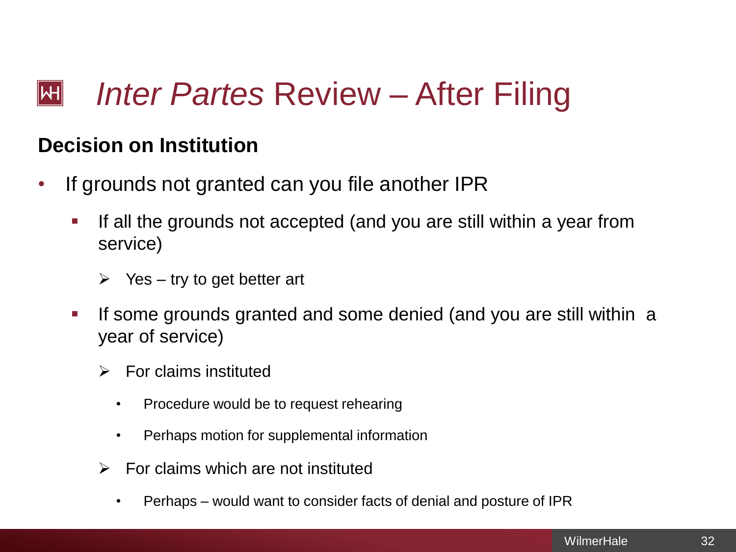# *Inter Partes* Review – After Filing

**Decision on Institution**

- If grounds not granted can you file another IPR
  - If all the grounds not accepted (and you are still within a year from service)
    - Yes – try to get better art
  - If some grounds granted and some denied (and you are still within a year of service)
    - For claims instituted
      - Procedure would be to request rehearing
      - Perhaps motion for supplemental information
    - For claims which are not instituted
      - Perhaps – would want to consider facts of denial and posture of IPR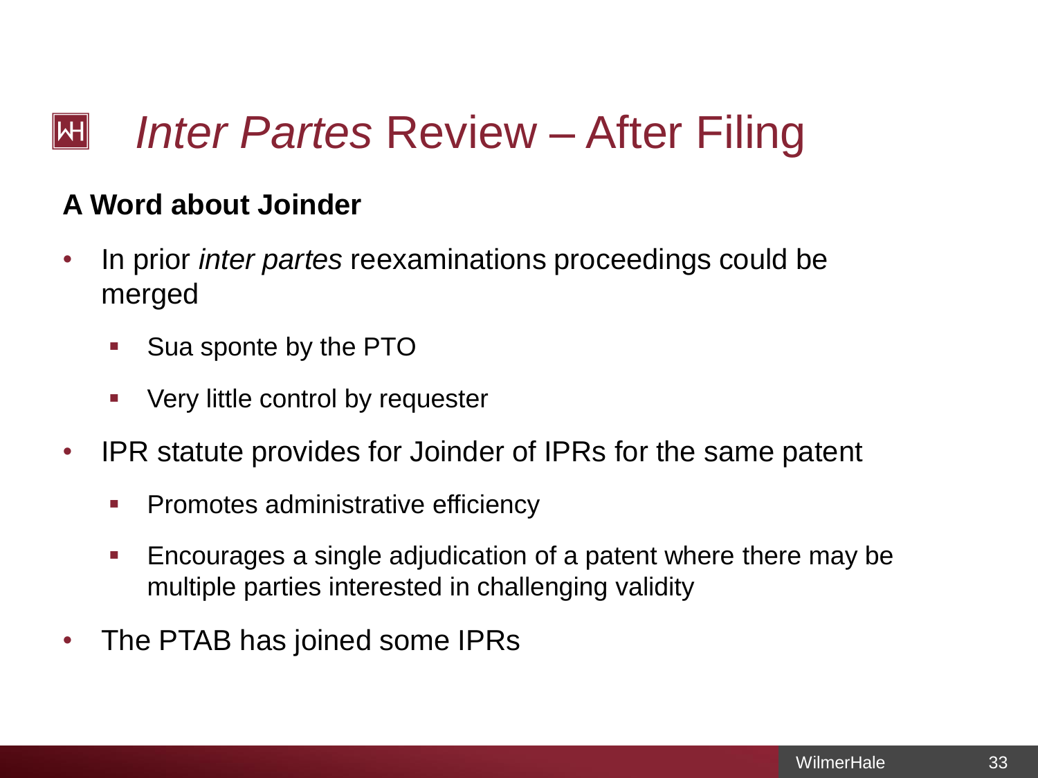# *Inter Partes* Review – After Filing

**A Word about Joinder**

- In prior *inter partes* reexaminations proceedings could be merged
  - Sua sponte by the PTO
  - Very little control by requester
- IPR statute provides for Joinder of IPRs for the same patent
  - Promotes administrative efficiency
  - Encourages a single adjudication of a patent where there may be multiple parties interested in challenging validity
- The PTAB has joined some IPRs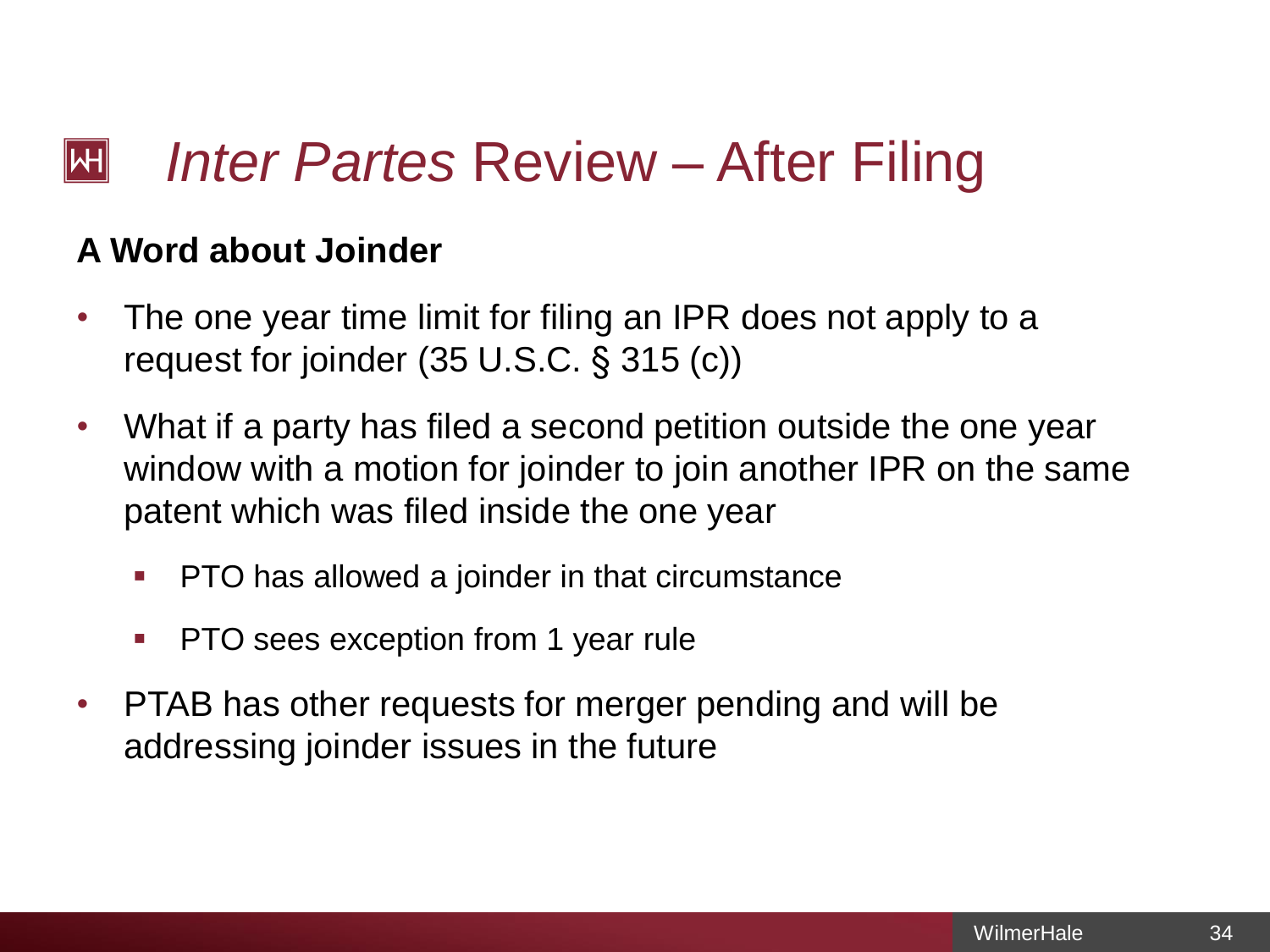# *Inter Partes* Review – After Filing

**A Word about Joinder**

- The one year time limit for filing an IPR does not apply to a request for joinder (35 U.S.C. § 315 (c))
- What if a party has filed a second petition outside the one year window with a motion for joinder to join another IPR on the same patent which was filed inside the one year
  - PTO has allowed a joinder in that circumstance
  - PTO sees exception from 1 year rule
- PTAB has other requests for merger pending and will be addressing joinder issues in the future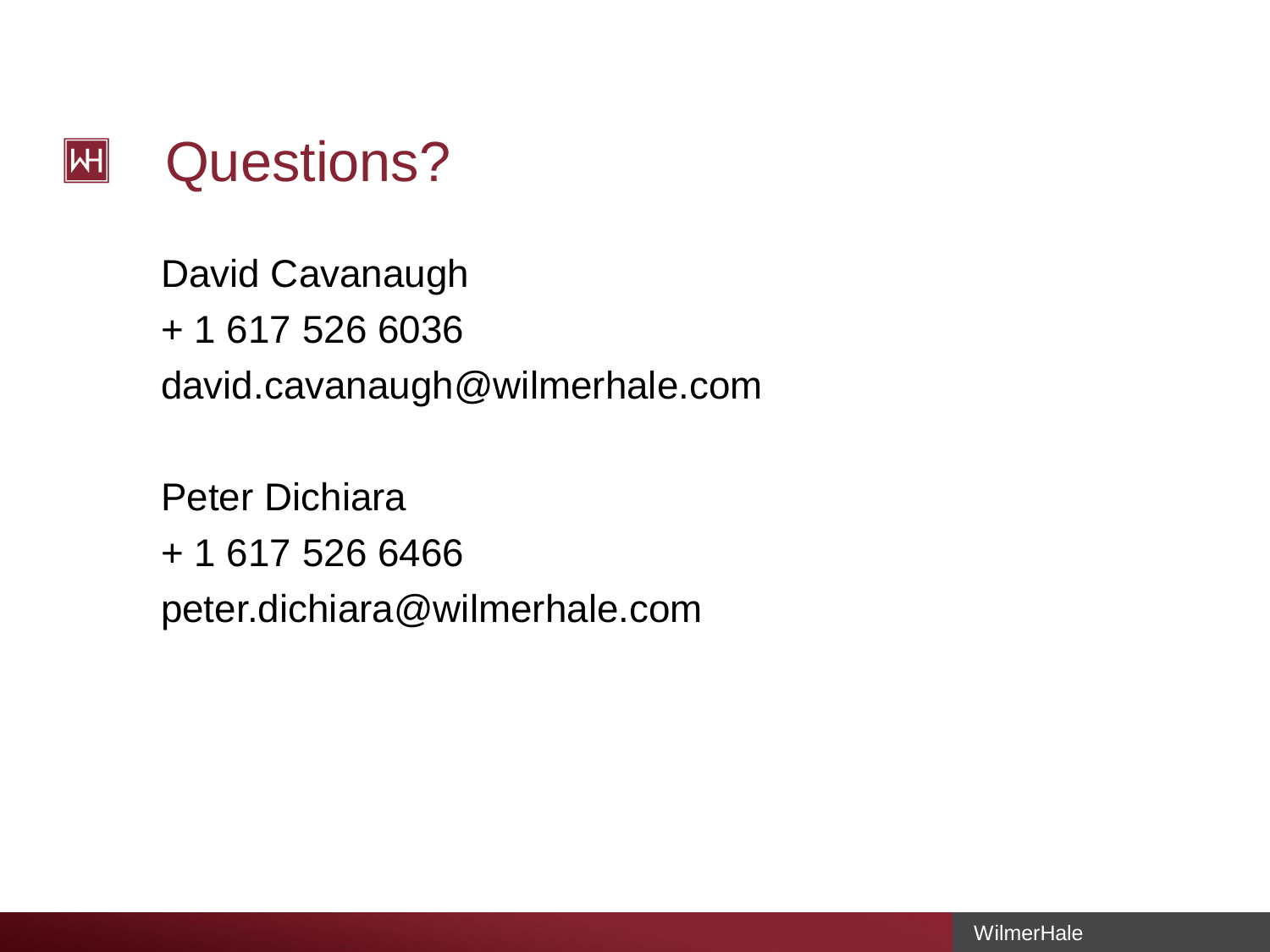# Questions?

David Cavanaugh
+ 1 617 526 6036
david.cavanaugh@wilmerhale.com

Peter Dichiara
+ 1 617 526 6466
peter.dichiara@wilmerhale.com